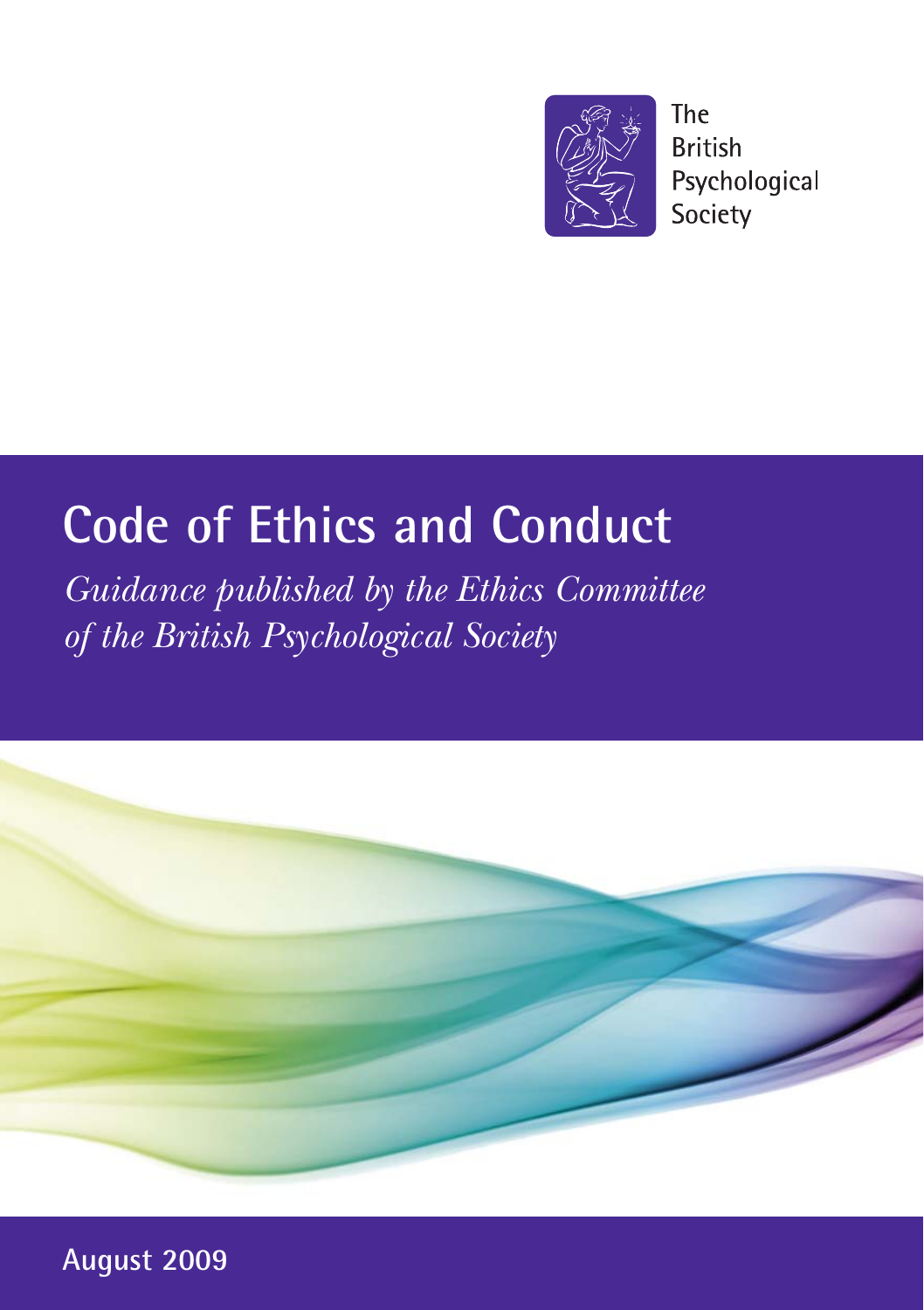The British Psychological Society

# Code of Ethics and Conduct

*Guidance published by the Ethics Committee of the British Psychological Society*

**August 2009**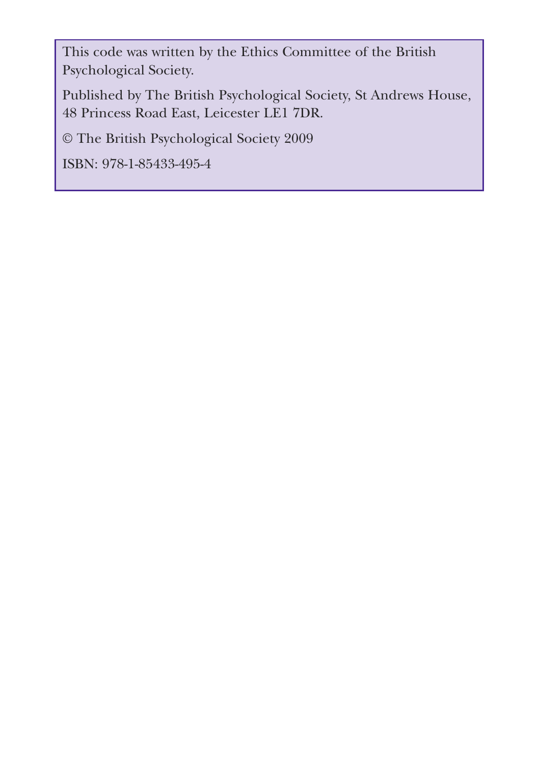This code was written by the Ethics Committee of the British Psychological Society.

Published by The British Psychological Society, St Andrews House, 48 Princess Road East, Leicester LE1 7DR.

© The British Psychological Society 2009

ISBN: 978-1-85433-495-4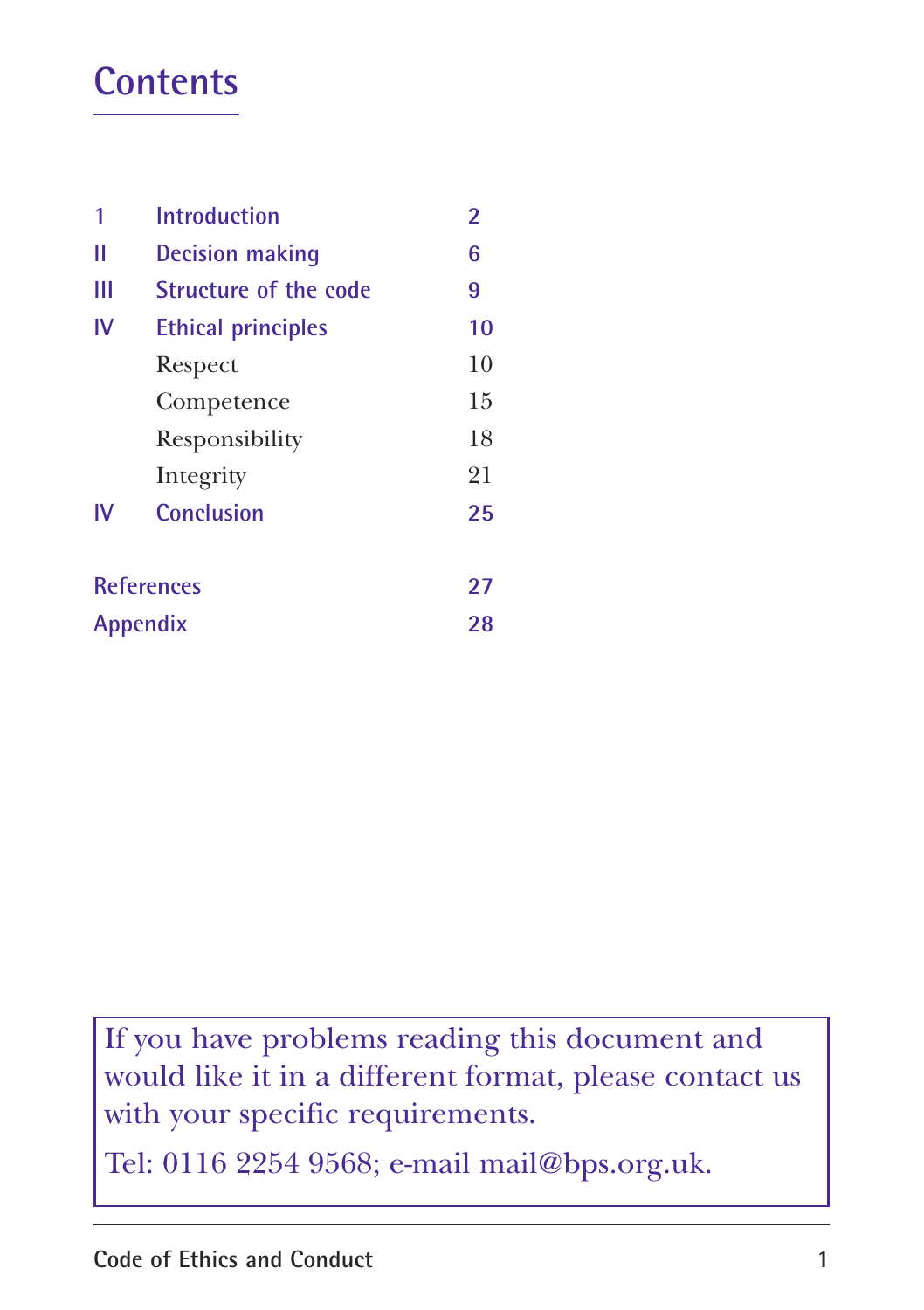# Contents

| | | |
|---|---|---|
| **1** | **Introduction** | **2** |
| **II** | **Decision making** | **6** |
| **III** | **Structure of the code** | **9** |
| **IV** | **Ethical principles** | **10** |
| | Respect | 10 |
| | Competence | 15 |
| | Responsibility | 18 |
| | Integrity | 21 |
| **IV** | **Conclusion** | **25** |
| **References** | | **27** |
| **Appendix** | | **28** |

If you have problems reading this document and would like it in a different format, please contact us with your specific requirements.

Tel: 0116 2254 9568; e-mail mail@bps.org.uk.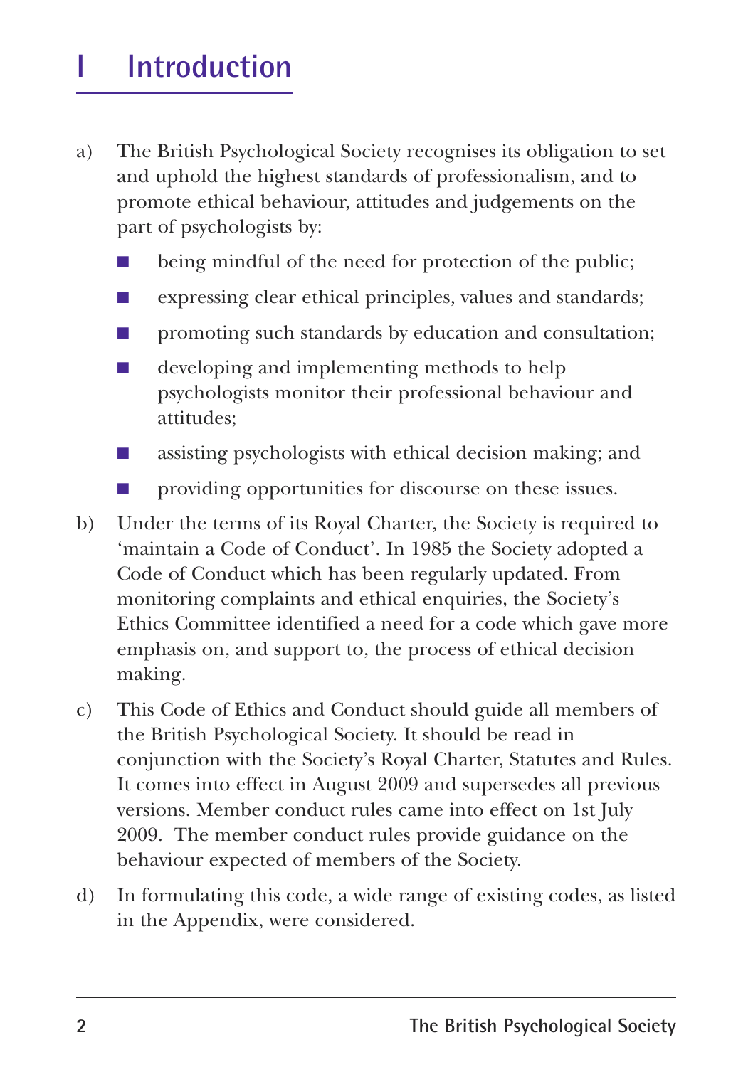# 1 Introduction

a) The British Psychological Society recognises its obligation to set and uphold the highest standards of professionalism, and to promote ethical behaviour, attitudes and judgements on the part of psychologists by:

- being mindful of the need for protection of the public;
- expressing clear ethical principles, values and standards;
- promoting such standards by education and consultation;
- developing and implementing methods to help psychologists monitor their professional behaviour and attitudes;
- assisting psychologists with ethical decision making; and
- providing opportunities for discourse on these issues.

b) Under the terms of its Royal Charter, the Society is required to 'maintain a Code of Conduct'. In 1985 the Society adopted a Code of Conduct which has been regularly updated. From monitoring complaints and ethical enquiries, the Society's Ethics Committee identified a need for a code which gave more emphasis on, and support to, the process of ethical decision making.

c) This Code of Ethics and Conduct should guide all members of the British Psychological Society. It should be read in conjunction with the Society's Royal Charter, Statutes and Rules. It comes into effect in August 2009 and supersedes all previous versions. Member conduct rules came into effect on 1st July 2009. The member conduct rules provide guidance on the behaviour expected of members of the Society.

d) In formulating this code, a wide range of existing codes, as listed in the Appendix, were considered.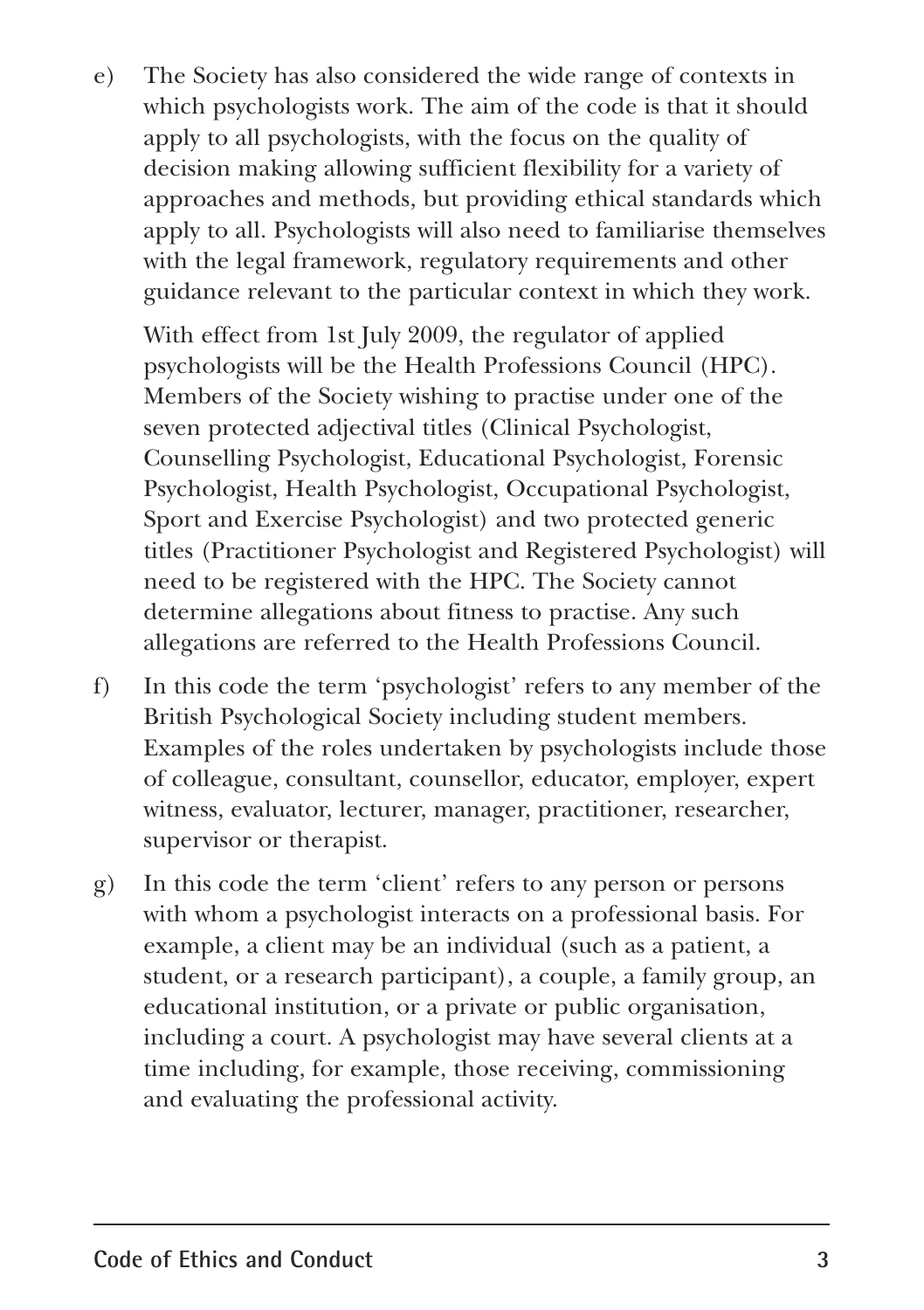e) The Society has also considered the wide range of contexts in which psychologists work. The aim of the code is that it should apply to all psychologists, with the focus on the quality of decision making allowing sufficient flexibility for a variety of approaches and methods, but providing ethical standards which apply to all. Psychologists will also need to familiarise themselves with the legal framework, regulatory requirements and other guidance relevant to the particular context in which they work.

   With effect from 1st July 2009, the regulator of applied psychologists will be the Health Professions Council (HPC). Members of the Society wishing to practise under one of the seven protected adjectival titles (Clinical Psychologist, Counselling Psychologist, Educational Psychologist, Forensic Psychologist, Health Psychologist, Occupational Psychologist, Sport and Exercise Psychologist) and two protected generic titles (Practitioner Psychologist and Registered Psychologist) will need to be registered with the HPC. The Society cannot determine allegations about fitness to practise. Any such allegations are referred to the Health Professions Council.

f) In this code the term 'psychologist' refers to any member of the British Psychological Society including student members. Examples of the roles undertaken by psychologists include those of colleague, consultant, counsellor, educator, employer, expert witness, evaluator, lecturer, manager, practitioner, researcher, supervisor or therapist.

g) In this code the term 'client' refers to any person or persons with whom a psychologist interacts on a professional basis. For example, a client may be an individual (such as a patient, a student, or a research participant), a couple, a family group, an educational institution, or a private or public organisation, including a court. A psychologist may have several clients at a time including, for example, those receiving, commissioning and evaluating the professional activity.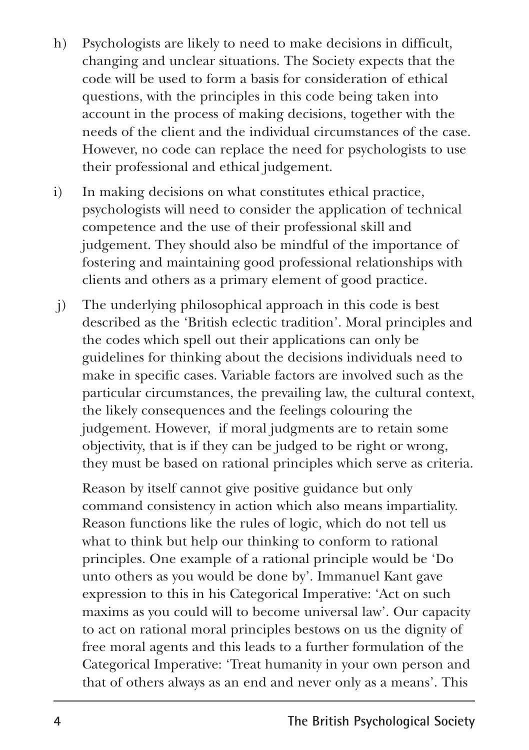h) Psychologists are likely to need to make decisions in difficult, changing and unclear situations. The Society expects that the code will be used to form a basis for consideration of ethical questions, with the principles in this code being taken into account in the process of making decisions, together with the needs of the client and the individual circumstances of the case. However, no code can replace the need for psychologists to use their professional and ethical judgement.

i) In making decisions on what constitutes ethical practice, psychologists will need to consider the application of technical competence and the use of their professional skill and judgement. They should also be mindful of the importance of fostering and maintaining good professional relationships with clients and others as a primary element of good practice.

j) The underlying philosophical approach in this code is best described as the 'British eclectic tradition'. Moral principles and the codes which spell out their applications can only be guidelines for thinking about the decisions individuals need to make in specific cases. Variable factors are involved such as the particular circumstances, the prevailing law, the cultural context, the likely consequences and the feelings colouring the judgement. However, if moral judgments are to retain some objectivity, that is if they can be judged to be right or wrong, they must be based on rational principles which serve as criteria.

Reason by itself cannot give positive guidance but only command consistency in action which also means impartiality. Reason functions like the rules of logic, which do not tell us what to think but help our thinking to conform to rational principles. One example of a rational principle would be 'Do unto others as you would be done by'. Immanuel Kant gave expression to this in his Categorical Imperative: 'Act on such maxims as you could will to become universal law'. Our capacity to act on rational moral principles bestows on us the dignity of free moral agents and this leads to a further formulation of the Categorical Imperative: 'Treat humanity in your own person and that of others always as an end and never only as a means'. This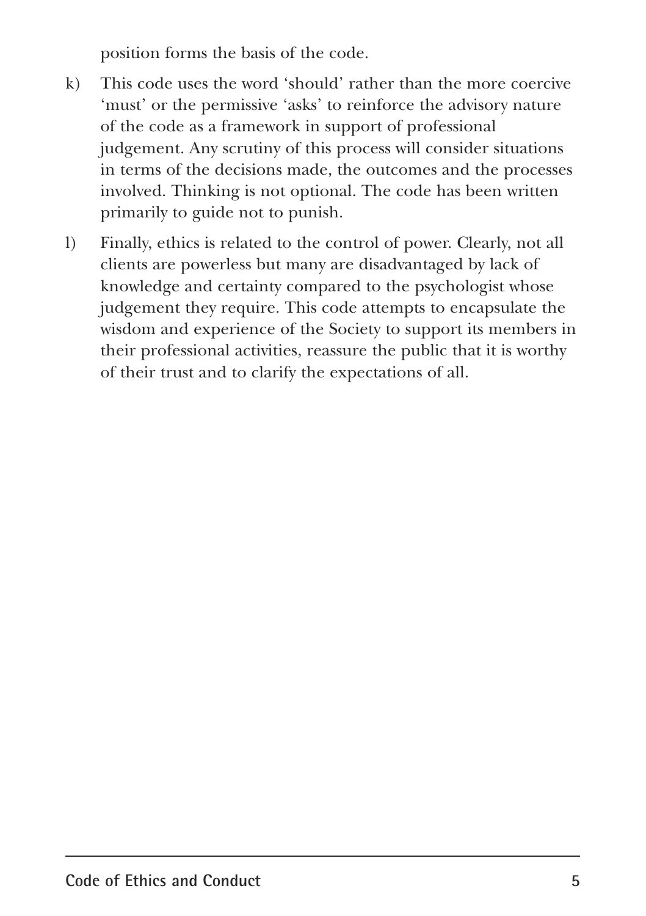position forms the basis of the code.

k) This code uses the word 'should' rather than the more coercive 'must' or the permissive 'asks' to reinforce the advisory nature of the code as a framework in support of professional judgement. Any scrutiny of this process will consider situations in terms of the decisions made, the outcomes and the processes involved. Thinking is not optional. The code has been written primarily to guide not to punish.

l) Finally, ethics is related to the control of power. Clearly, not all clients are powerless but many are disadvantaged by lack of knowledge and certainty compared to the psychologist whose judgement they require. This code attempts to encapsulate the wisdom and experience of the Society to support its members in their professional activities, reassure the public that it is worthy of their trust and to clarify the expectations of all.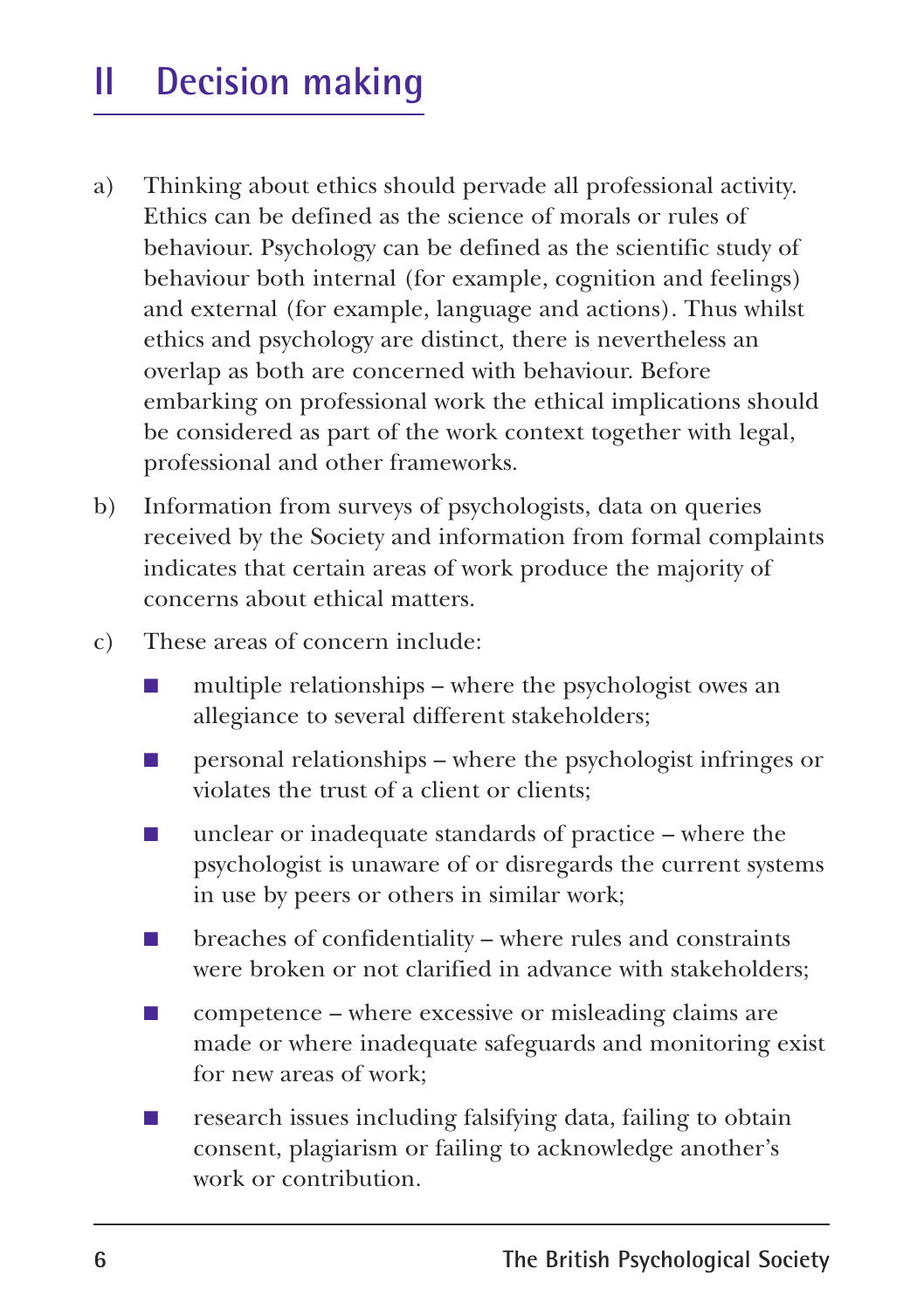# II Decision making

a) Thinking about ethics should pervade all professional activity. Ethics can be defined as the science of morals or rules of behaviour. Psychology can be defined as the scientific study of behaviour both internal (for example, cognition and feelings) and external (for example, language and actions). Thus whilst ethics and psychology are distinct, there is nevertheless an overlap as both are concerned with behaviour. Before embarking on professional work the ethical implications should be considered as part of the work context together with legal, professional and other frameworks.

b) Information from surveys of psychologists, data on queries received by the Society and information from formal complaints indicates that certain areas of work produce the majority of concerns about ethical matters.

c) These areas of concern include:

- multiple relationships – where the psychologist owes an allegiance to several different stakeholders;
- personal relationships – where the psychologist infringes or violates the trust of a client or clients;
- unclear or inadequate standards of practice – where the psychologist is unaware of or disregards the current systems in use by peers or others in similar work;
- breaches of confidentiality – where rules and constraints were broken or not clarified in advance with stakeholders;
- competence – where excessive or misleading claims are made or where inadequate safeguards and monitoring exist for new areas of work;
- research issues including falsifying data, failing to obtain consent, plagiarism or failing to acknowledge another's work or contribution.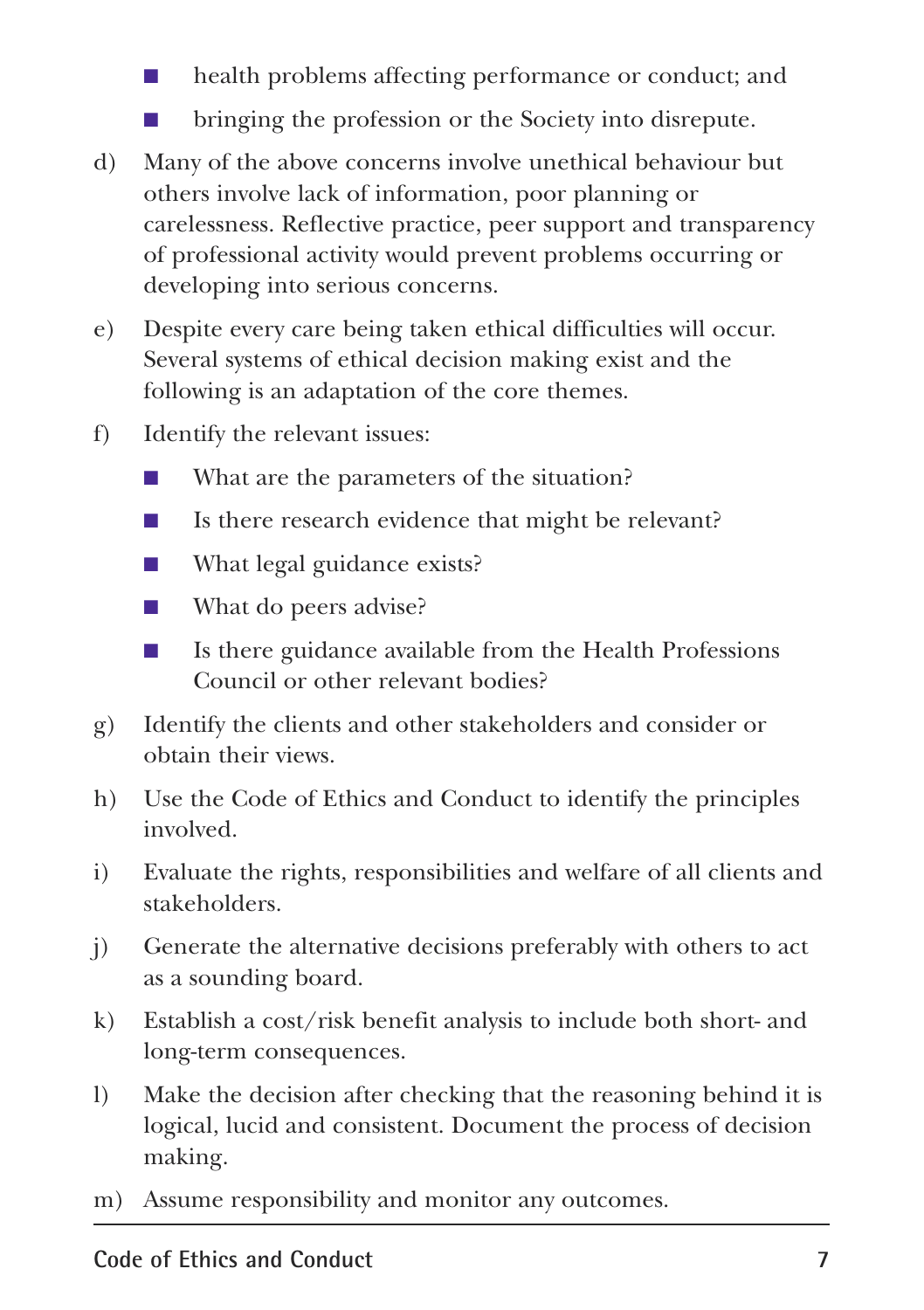- health problems affecting performance or conduct; and
- bringing the profession or the Society into disrepute.

d) Many of the above concerns involve unethical behaviour but others involve lack of information, poor planning or carelessness. Reflective practice, peer support and transparency of professional activity would prevent problems occurring or developing into serious concerns.

e) Despite every care being taken ethical difficulties will occur. Several systems of ethical decision making exist and the following is an adaptation of the core themes.

f) Identify the relevant issues:

- What are the parameters of the situation?
- Is there research evidence that might be relevant?
- What legal guidance exists?
- What do peers advise?
- Is there guidance available from the Health Professions Council or other relevant bodies?

g) Identify the clients and other stakeholders and consider or obtain their views.

h) Use the Code of Ethics and Conduct to identify the principles involved.

i) Evaluate the rights, responsibilities and welfare of all clients and stakeholders.

j) Generate the alternative decisions preferably with others to act as a sounding board.

k) Establish a cost/risk benefit analysis to include both short- and long-term consequences.

l) Make the decision after checking that the reasoning behind it is logical, lucid and consistent. Document the process of decision making.

m) Assume responsibility and monitor any outcomes.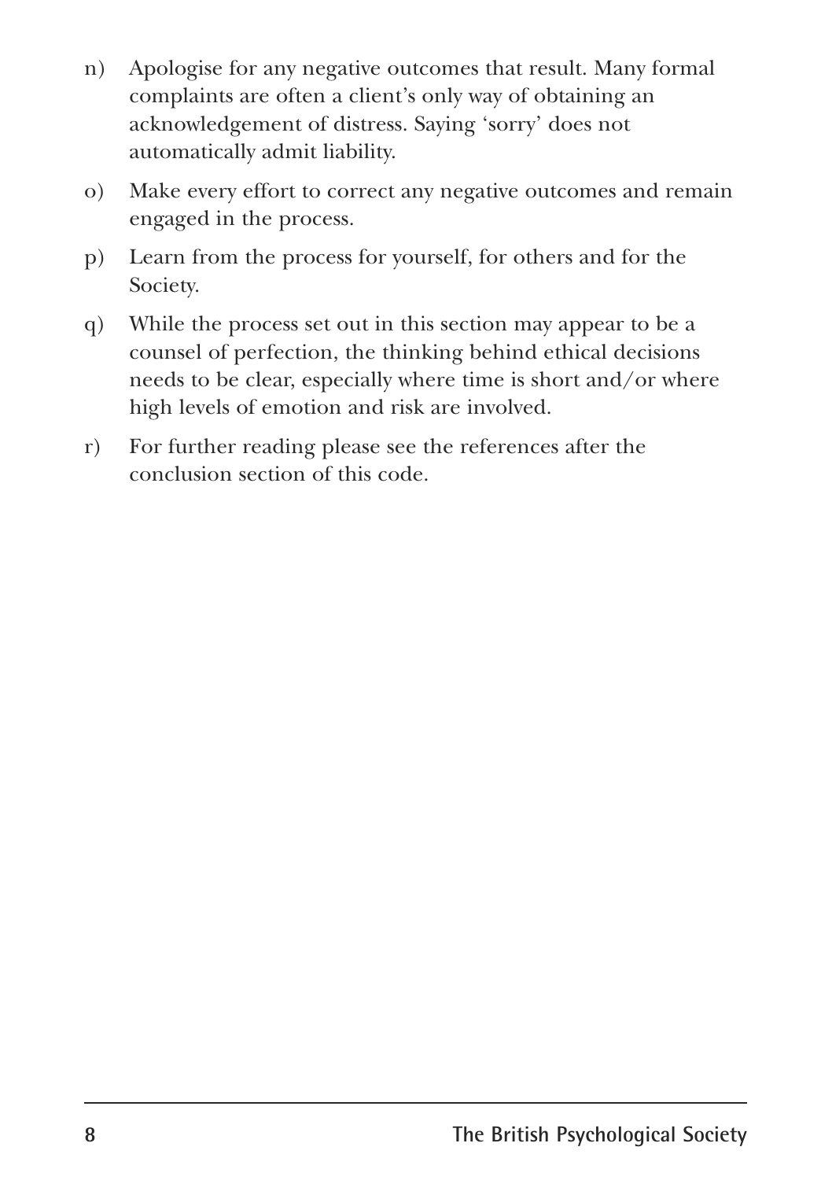n) Apologise for any negative outcomes that result. Many formal complaints are often a client's only way of obtaining an acknowledgement of distress. Saying 'sorry' does not automatically admit liability.

o) Make every effort to correct any negative outcomes and remain engaged in the process.

p) Learn from the process for yourself, for others and for the Society.

q) While the process set out in this section may appear to be a counsel of perfection, the thinking behind ethical decisions needs to be clear, especially where time is short and/or where high levels of emotion and risk are involved.

r) For further reading please see the references after the conclusion section of this code.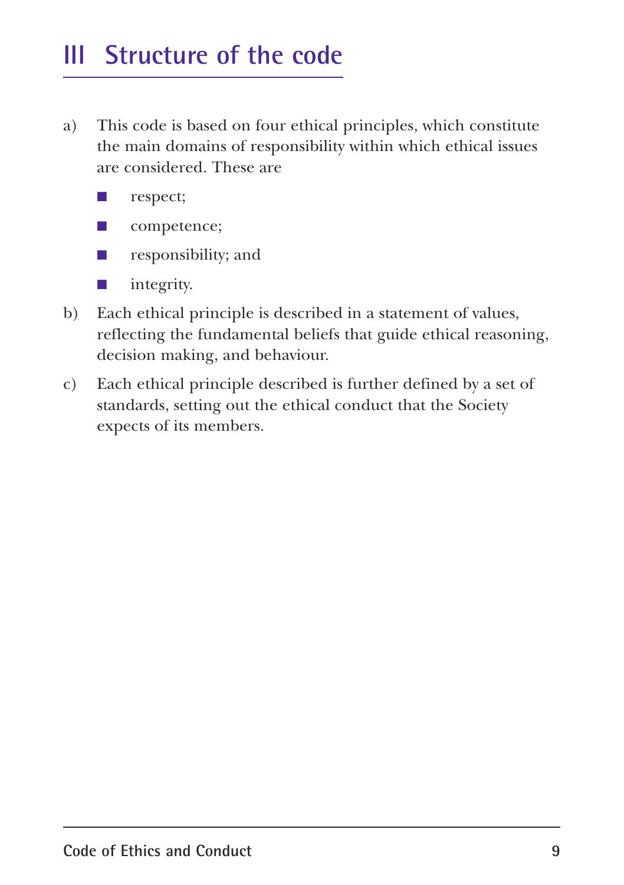## III Structure of the code

a) This code is based on four ethical principles, which constitute the main domains of responsibility within which ethical issues are considered. These are

- respect;
- competence;
- responsibility; and
- integrity.

b) Each ethical principle is described in a statement of values, reflecting the fundamental beliefs that guide ethical reasoning, decision making, and behaviour.

c) Each ethical principle described is further defined by a set of standards, setting out the ethical conduct that the Society expects of its members.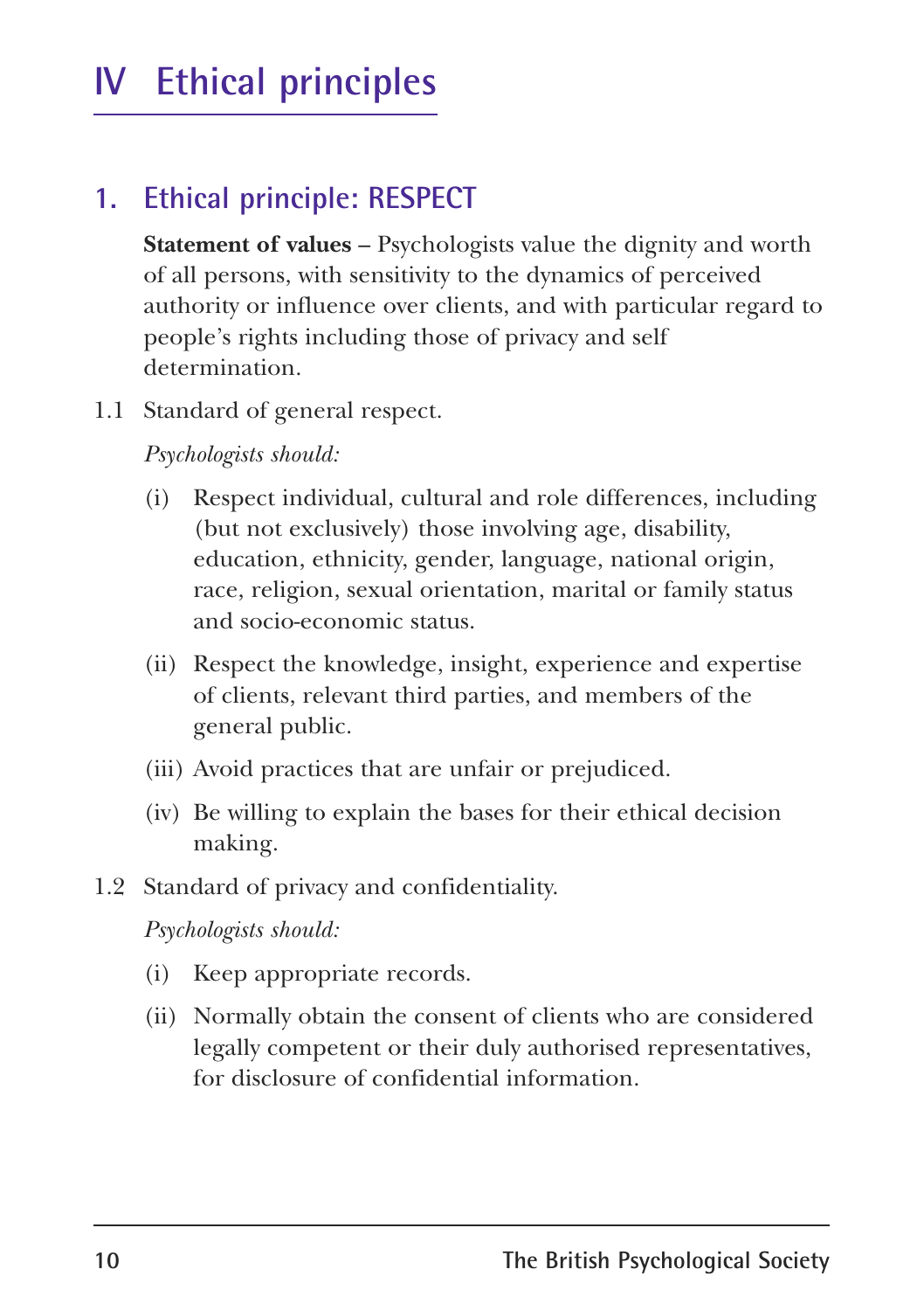# IV Ethical principles

## 1. Ethical principle: RESPECT

**Statement of values –** Psychologists value the dignity and worth of all persons, with sensitivity to the dynamics of perceived authority or influence over clients, and with particular regard to people's rights including those of privacy and self determination.

1.1 Standard of general respect.

*Psychologists should:*

- (i) Respect individual, cultural and role differences, including (but not exclusively) those involving age, disability, education, ethnicity, gender, language, national origin, race, religion, sexual orientation, marital or family status and socio-economic status.
- (ii) Respect the knowledge, insight, experience and expertise of clients, relevant third parties, and members of the general public.
- (iii) Avoid practices that are unfair or prejudiced.
- (iv) Be willing to explain the bases for their ethical decision making.

1.2 Standard of privacy and confidentiality.

*Psychologists should:*

- (i) Keep appropriate records.
- (ii) Normally obtain the consent of clients who are considered legally competent or their duly authorised representatives, for disclosure of confidential information.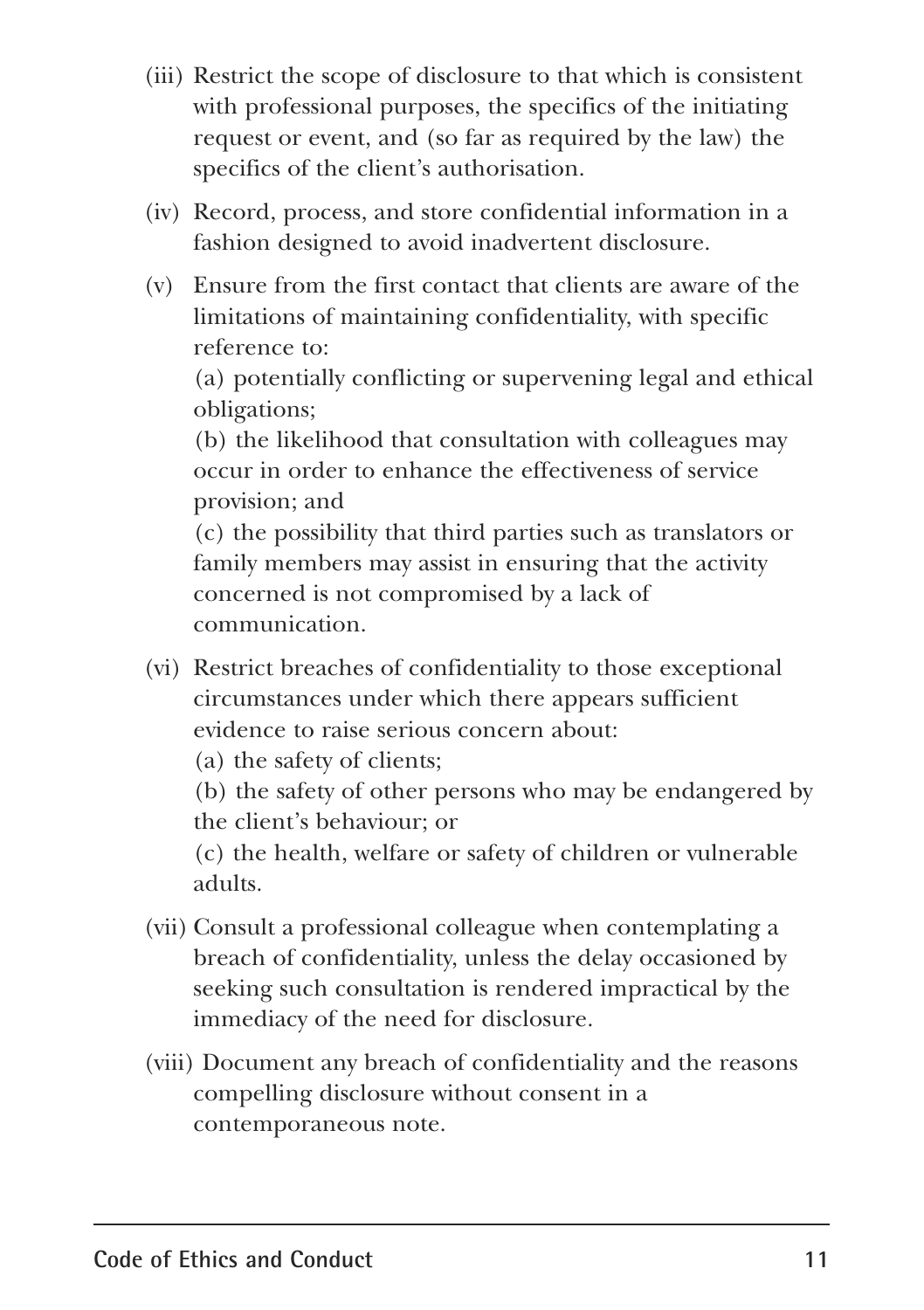(iii) Restrict the scope of disclosure to that which is consistent with professional purposes, the specifics of the initiating request or event, and (so far as required by the law) the specifics of the client's authorisation.

(iv) Record, process, and store confidential information in a fashion designed to avoid inadvertent disclosure.

(v) Ensure from the first contact that clients are aware of the limitations of maintaining confidentiality, with specific reference to:
(a) potentially conflicting or supervening legal and ethical obligations;
(b) the likelihood that consultation with colleagues may occur in order to enhance the effectiveness of service provision; and
(c) the possibility that third parties such as translators or family members may assist in ensuring that the activity concerned is not compromised by a lack of communication.

(vi) Restrict breaches of confidentiality to those exceptional circumstances under which there appears sufficient evidence to raise serious concern about:
(a) the safety of clients;
(b) the safety of other persons who may be endangered by the client's behaviour; or
(c) the health, welfare or safety of children or vulnerable adults.

(vii) Consult a professional colleague when contemplating a breach of confidentiality, unless the delay occasioned by seeking such consultation is rendered impractical by the immediacy of the need for disclosure.

(viii) Document any breach of confidentiality and the reasons compelling disclosure without consent in a contemporaneous note.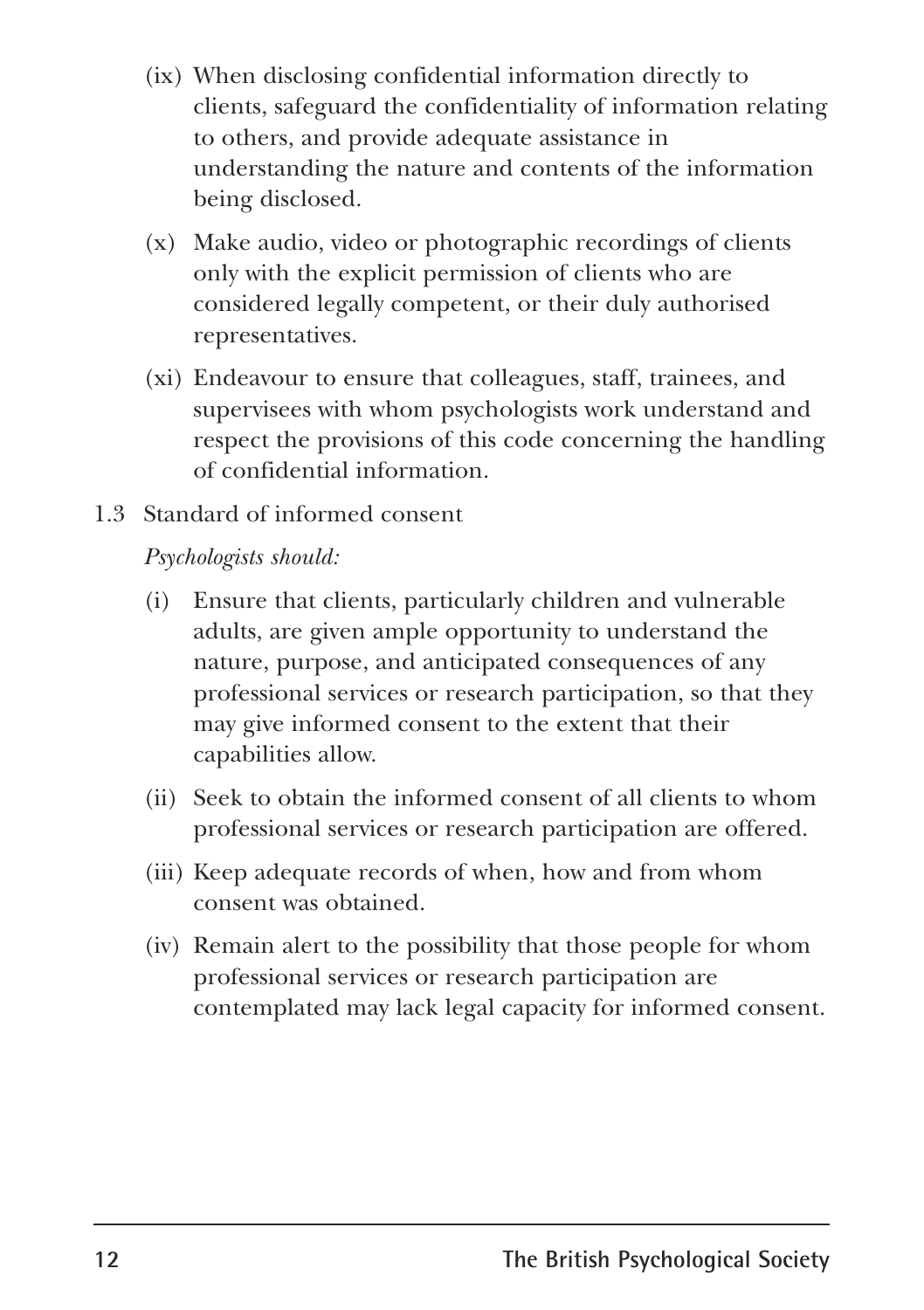(ix) When disclosing confidential information directly to clients, safeguard the confidentiality of information relating to others, and provide adequate assistance in understanding the nature and contents of the information being disclosed.

(x) Make audio, video or photographic recordings of clients only with the explicit permission of clients who are considered legally competent, or their duly authorised representatives.

(xi) Endeavour to ensure that colleagues, staff, trainees, and supervisees with whom psychologists work understand and respect the provisions of this code concerning the handling of confidential information.

1.3 Standard of informed consent

*Psychologists should:*

(i) Ensure that clients, particularly children and vulnerable adults, are given ample opportunity to understand the nature, purpose, and anticipated consequences of any professional services or research participation, so that they may give informed consent to the extent that their capabilities allow.

(ii) Seek to obtain the informed consent of all clients to whom professional services or research participation are offered.

(iii) Keep adequate records of when, how and from whom consent was obtained.

(iv) Remain alert to the possibility that those people for whom professional services or research participation are contemplated may lack legal capacity for informed consent.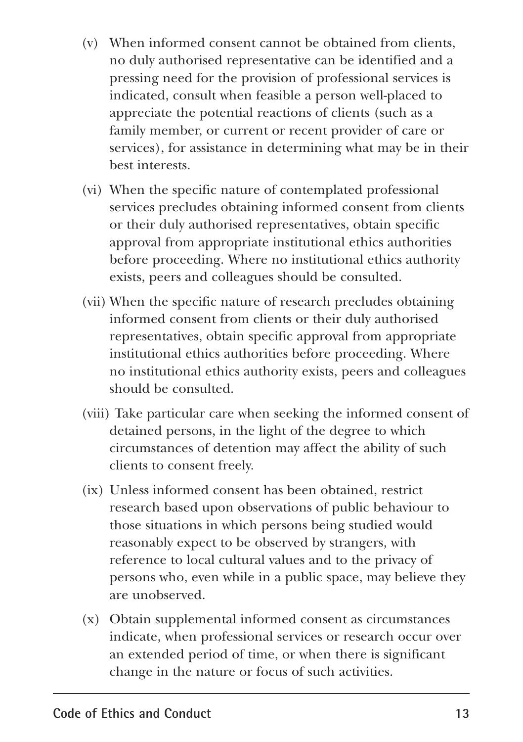(v) When informed consent cannot be obtained from clients, no duly authorised representative can be identified and a pressing need for the provision of professional services is indicated, consult when feasible a person well-placed to appreciate the potential reactions of clients (such as a family member, or current or recent provider of care or services), for assistance in determining what may be in their best interests.

(vi) When the specific nature of contemplated professional services precludes obtaining informed consent from clients or their duly authorised representatives, obtain specific approval from appropriate institutional ethics authorities before proceeding. Where no institutional ethics authority exists, peers and colleagues should be consulted.

(vii) When the specific nature of research precludes obtaining informed consent from clients or their duly authorised representatives, obtain specific approval from appropriate institutional ethics authorities before proceeding. Where no institutional ethics authority exists, peers and colleagues should be consulted.

(viii) Take particular care when seeking the informed consent of detained persons, in the light of the degree to which circumstances of detention may affect the ability of such clients to consent freely.

(ix) Unless informed consent has been obtained, restrict research based upon observations of public behaviour to those situations in which persons being studied would reasonably expect to be observed by strangers, with reference to local cultural values and to the privacy of persons who, even while in a public space, may believe they are unobserved.

(x) Obtain supplemental informed consent as circumstances indicate, when professional services or research occur over an extended period of time, or when there is significant change in the nature or focus of such activities.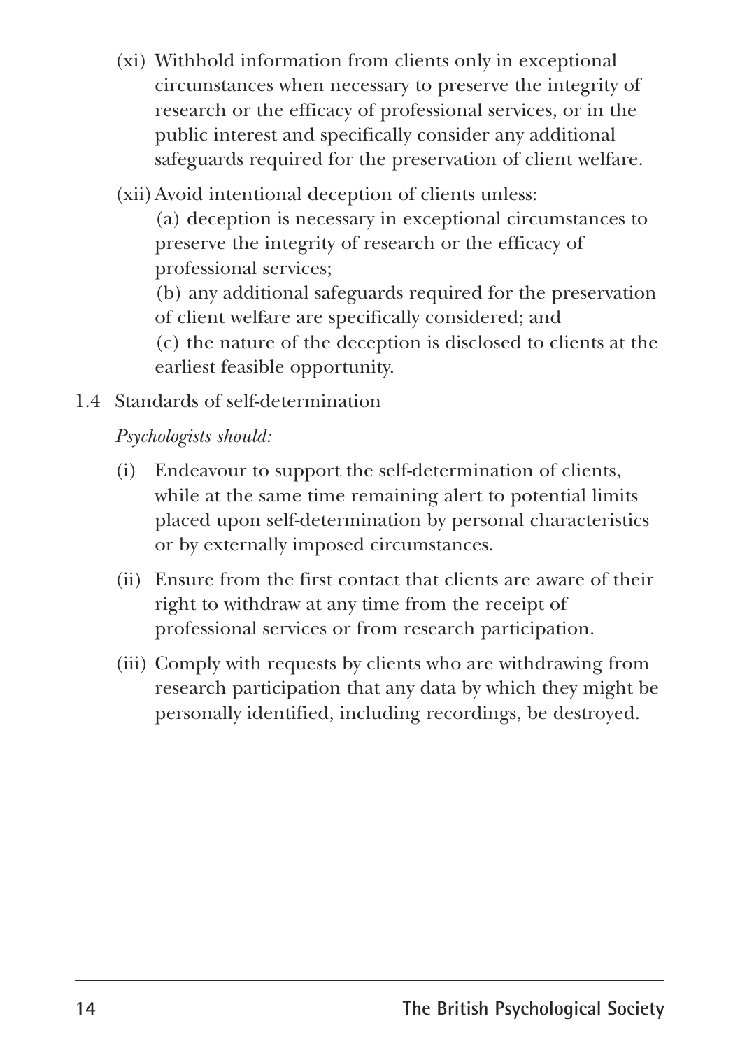(xi) Withhold information from clients only in exceptional circumstances when necessary to preserve the integrity of research or the efficacy of professional services, or in the public interest and specifically consider any additional safeguards required for the preservation of client welfare.

(xii) Avoid intentional deception of clients unless:
(a) deception is necessary in exceptional circumstances to preserve the integrity of research or the efficacy of professional services;
(b) any additional safeguards required for the preservation of client welfare are specifically considered; and
(c) the nature of the deception is disclosed to clients at the earliest feasible opportunity.

1.4 Standards of self-determination

*Psychologists should:*

(i) Endeavour to support the self-determination of clients, while at the same time remaining alert to potential limits placed upon self-determination by personal characteristics or by externally imposed circumstances.

(ii) Ensure from the first contact that clients are aware of their right to withdraw at any time from the receipt of professional services or from research participation.

(iii) Comply with requests by clients who are withdrawing from research participation that any data by which they might be personally identified, including recordings, be destroyed.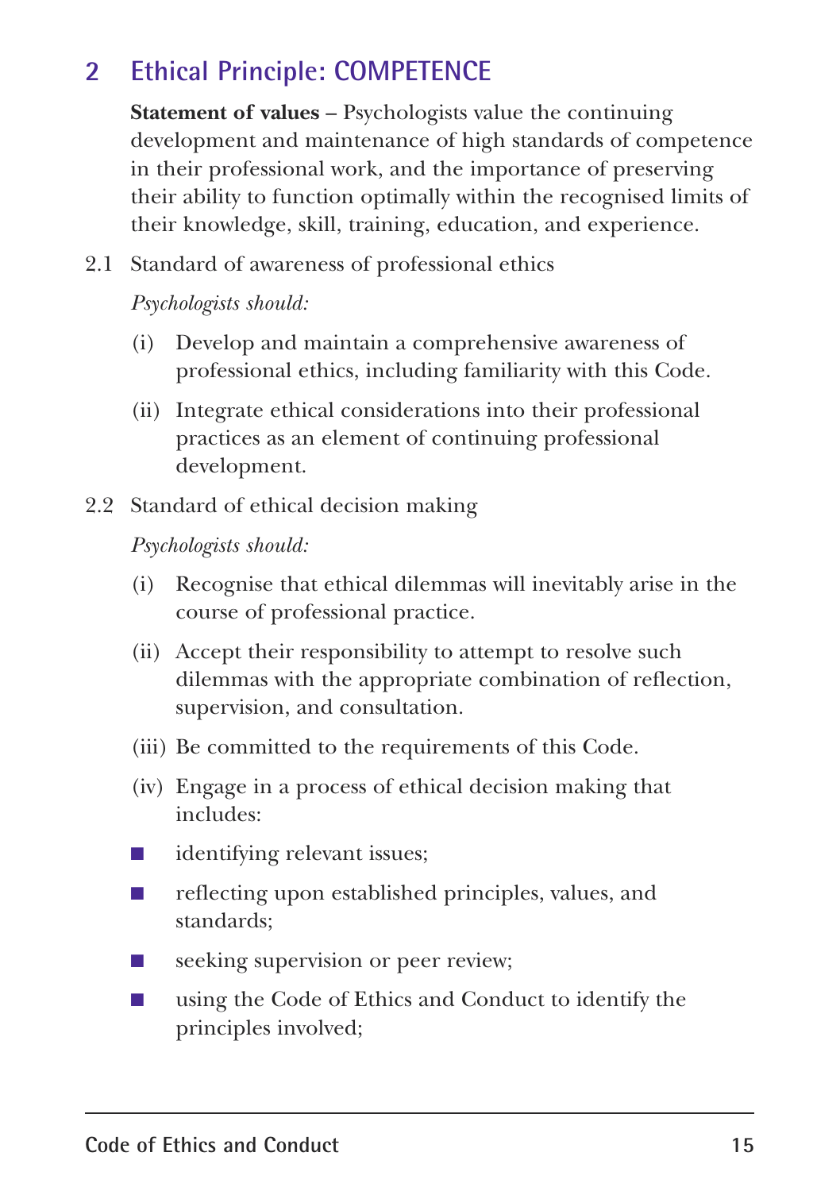## 2 Ethical Principle: COMPETENCE

**Statement of values** – Psychologists value the continuing development and maintenance of high standards of competence in their professional work, and the importance of preserving their ability to function optimally within the recognised limits of their knowledge, skill, training, education, and experience.

2.1 Standard of awareness of professional ethics

*Psychologists should:*

(i) Develop and maintain a comprehensive awareness of professional ethics, including familiarity with this Code.

(ii) Integrate ethical considerations into their professional practices as an element of continuing professional development.

2.2 Standard of ethical decision making

*Psychologists should:*

(i) Recognise that ethical dilemmas will inevitably arise in the course of professional practice.

(ii) Accept their responsibility to attempt to resolve such dilemmas with the appropriate combination of reflection, supervision, and consultation.

(iii) Be committed to the requirements of this Code.

(iv) Engage in a process of ethical decision making that includes:

- identifying relevant issues;
- reflecting upon established principles, values, and standards;
- seeking supervision or peer review;
- using the Code of Ethics and Conduct to identify the principles involved;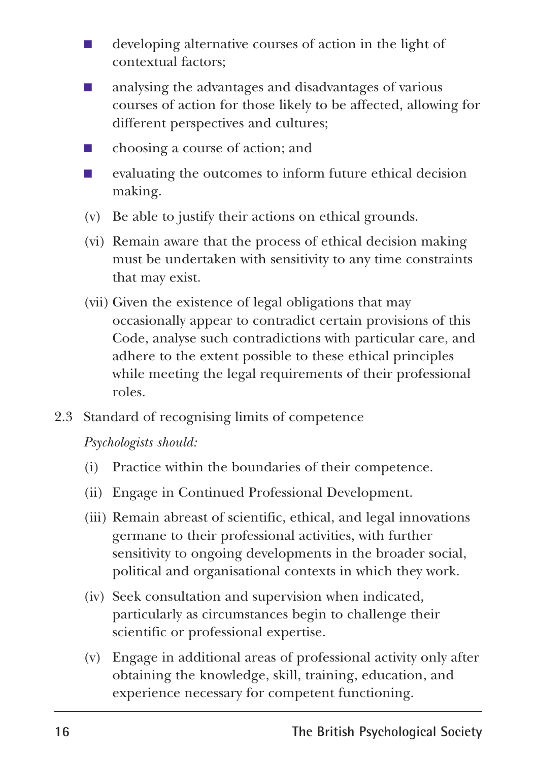- developing alternative courses of action in the light of contextual factors;
- analysing the advantages and disadvantages of various courses of action for those likely to be affected, allowing for different perspectives and cultures;
- choosing a course of action; and
- evaluating the outcomes to inform future ethical decision making.

(v) Be able to justify their actions on ethical grounds.

(vi) Remain aware that the process of ethical decision making must be undertaken with sensitivity to any time constraints that may exist.

(vii) Given the existence of legal obligations that may occasionally appear to contradict certain provisions of this Code, analyse such contradictions with particular care, and adhere to the extent possible to these ethical principles while meeting the legal requirements of their professional roles.

2.3 Standard of recognising limits of competence

*Psychologists should:*

(i) Practice within the boundaries of their competence.

(ii) Engage in Continued Professional Development.

(iii) Remain abreast of scientific, ethical, and legal innovations germane to their professional activities, with further sensitivity to ongoing developments in the broader social, political and organisational contexts in which they work.

(iv) Seek consultation and supervision when indicated, particularly as circumstances begin to challenge their scientific or professional expertise.

(v) Engage in additional areas of professional activity only after obtaining the knowledge, skill, training, education, and experience necessary for competent functioning.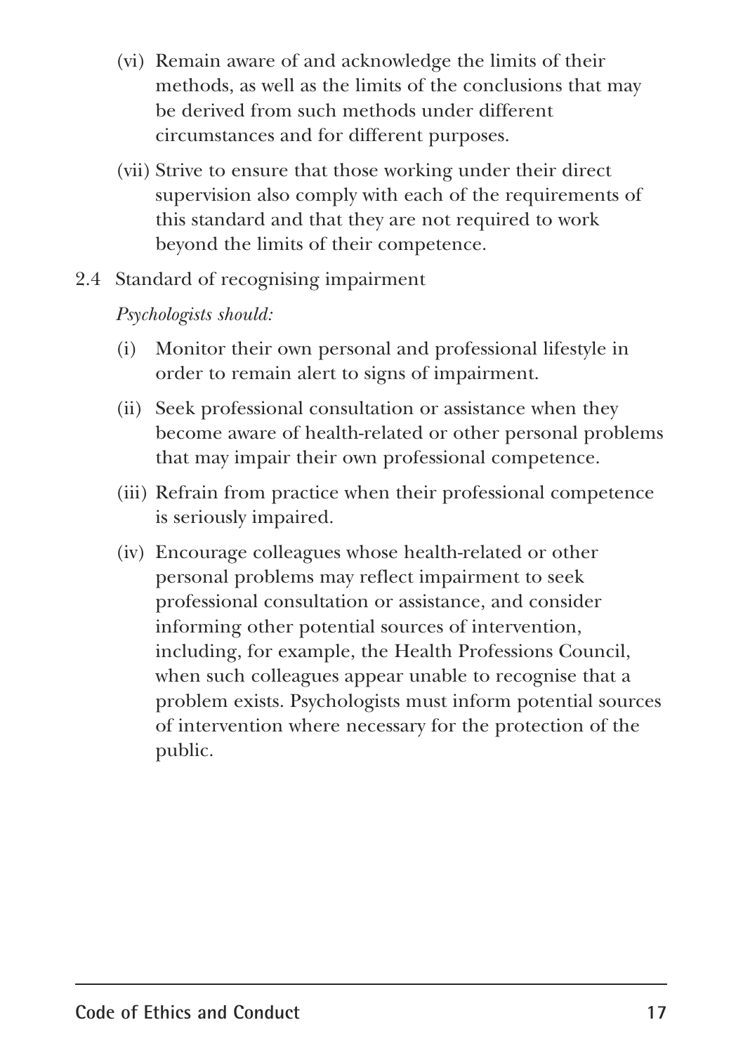(vi) Remain aware of and acknowledge the limits of their methods, as well as the limits of the conclusions that may be derived from such methods under different circumstances and for different purposes.

(vii) Strive to ensure that those working under their direct supervision also comply with each of the requirements of this standard and that they are not required to work beyond the limits of their competence.

2.4 Standard of recognising impairment

*Psychologists should:*

(i) Monitor their own personal and professional lifestyle in order to remain alert to signs of impairment.

(ii) Seek professional consultation or assistance when they become aware of health-related or other personal problems that may impair their own professional competence.

(iii) Refrain from practice when their professional competence is seriously impaired.

(iv) Encourage colleagues whose health-related or other personal problems may reflect impairment to seek professional consultation or assistance, and consider informing other potential sources of intervention, including, for example, the Health Professions Council, when such colleagues appear unable to recognise that a problem exists. Psychologists must inform potential sources of intervention where necessary for the protection of the public.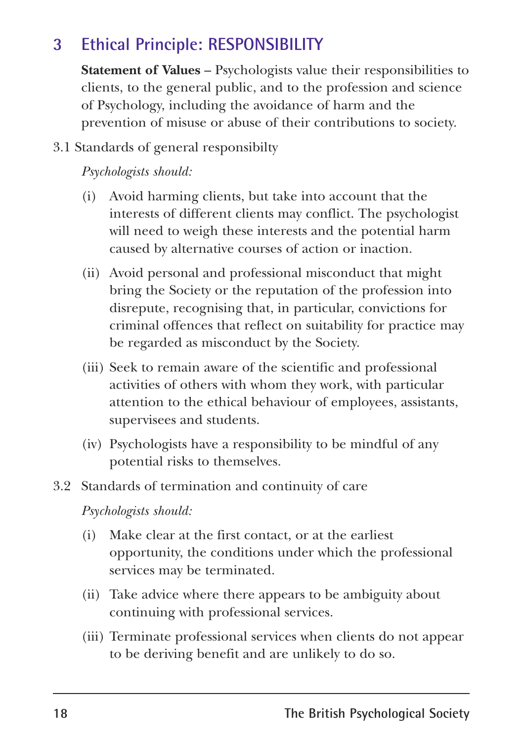## 3 Ethical Principle: RESPONSIBILITY

**Statement of Values** – Psychologists value their responsibilities to clients, to the general public, and to the profession and science of Psychology, including the avoidance of harm and the prevention of misuse or abuse of their contributions to society.

3.1 Standards of general responsibilty

*Psychologists should:*

(i) Avoid harming clients, but take into account that the interests of different clients may conflict. The psychologist will need to weigh these interests and the potential harm caused by alternative courses of action or inaction.

(ii) Avoid personal and professional misconduct that might bring the Society or the reputation of the profession into disrepute, recognising that, in particular, convictions for criminal offences that reflect on suitability for practice may be regarded as misconduct by the Society.

(iii) Seek to remain aware of the scientific and professional activities of others with whom they work, with particular attention to the ethical behaviour of employees, assistants, supervisees and students.

(iv) Psychologists have a responsibility to be mindful of any potential risks to themselves.

3.2 Standards of termination and continuity of care

*Psychologists should:*

(i) Make clear at the first contact, or at the earliest opportunity, the conditions under which the professional services may be terminated.

(ii) Take advice where there appears to be ambiguity about continuing with professional services.

(iii) Terminate professional services when clients do not appear to be deriving benefit and are unlikely to do so.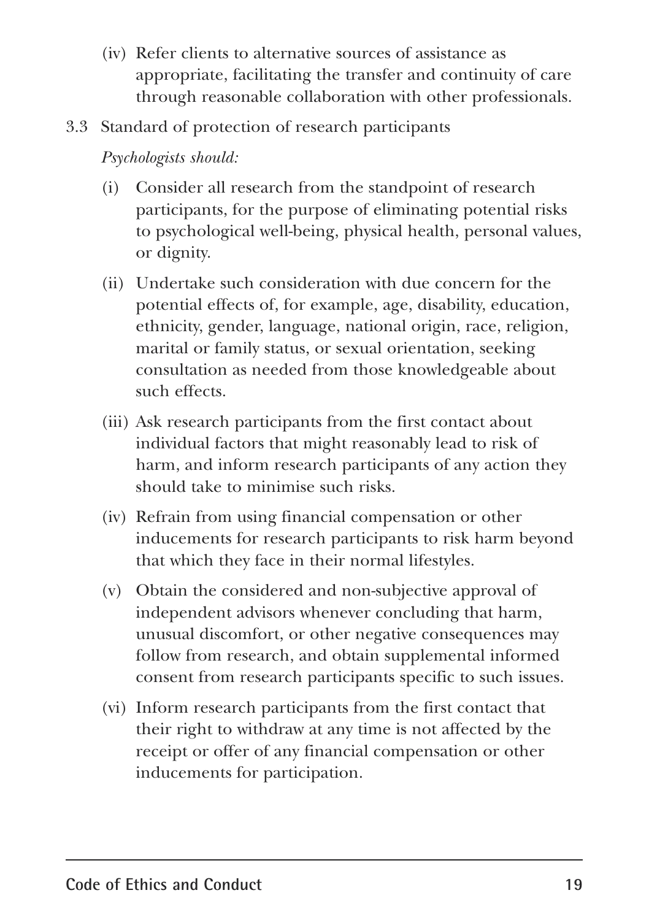(iv) Refer clients to alternative sources of assistance as appropriate, facilitating the transfer and continuity of care through reasonable collaboration with other professionals.

3.3 Standard of protection of research participants

*Psychologists should:*

(i) Consider all research from the standpoint of research participants, for the purpose of eliminating potential risks to psychological well-being, physical health, personal values, or dignity.

(ii) Undertake such consideration with due concern for the potential effects of, for example, age, disability, education, ethnicity, gender, language, national origin, race, religion, marital or family status, or sexual orientation, seeking consultation as needed from those knowledgeable about such effects.

(iii) Ask research participants from the first contact about individual factors that might reasonably lead to risk of harm, and inform research participants of any action they should take to minimise such risks.

(iv) Refrain from using financial compensation or other inducements for research participants to risk harm beyond that which they face in their normal lifestyles.

(v) Obtain the considered and non-subjective approval of independent advisors whenever concluding that harm, unusual discomfort, or other negative consequences may follow from research, and obtain supplemental informed consent from research participants specific to such issues.

(vi) Inform research participants from the first contact that their right to withdraw at any time is not affected by the receipt or offer of any financial compensation or other inducements for participation.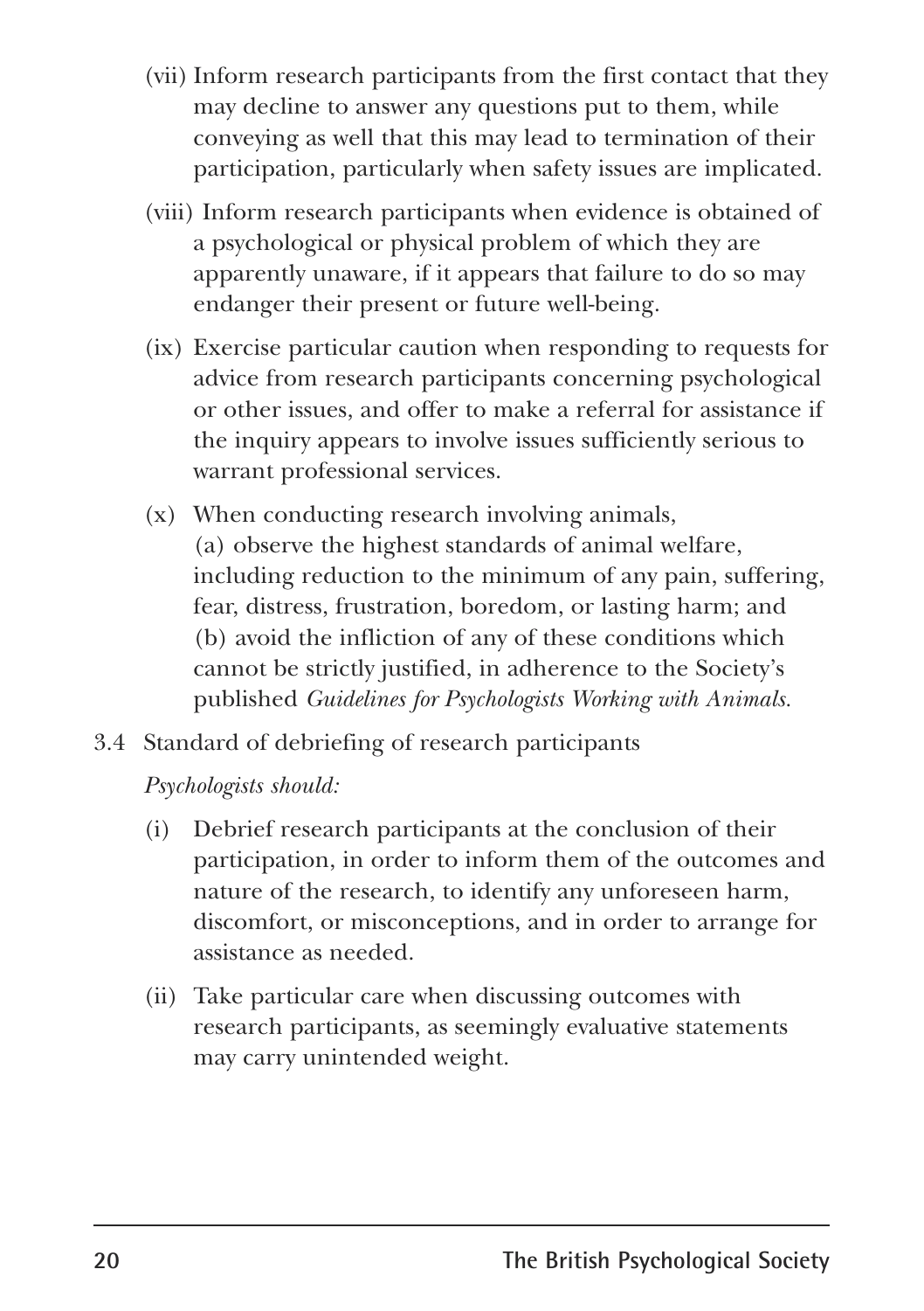(vii) Inform research participants from the first contact that they may decline to answer any questions put to them, while conveying as well that this may lead to termination of their participation, particularly when safety issues are implicated.

(viii) Inform research participants when evidence is obtained of a psychological or physical problem of which they are apparently unaware, if it appears that failure to do so may endanger their present or future well-being.

(ix) Exercise particular caution when responding to requests for advice from research participants concerning psychological or other issues, and offer to make a referral for assistance if the inquiry appears to involve issues sufficiently serious to warrant professional services.

(x) When conducting research involving animals,
(a) observe the highest standards of animal welfare, including reduction to the minimum of any pain, suffering, fear, distress, frustration, boredom, or lasting harm; and
(b) avoid the infliction of any of these conditions which cannot be strictly justified, in adherence to the Society's published *Guidelines for Psychologists Working with Animals.*

3.4 Standard of debriefing of research participants

*Psychologists should:*

(i) Debrief research participants at the conclusion of their participation, in order to inform them of the outcomes and nature of the research, to identify any unforeseen harm, discomfort, or misconceptions, and in order to arrange for assistance as needed.

(ii) Take particular care when discussing outcomes with research participants, as seemingly evaluative statements may carry unintended weight.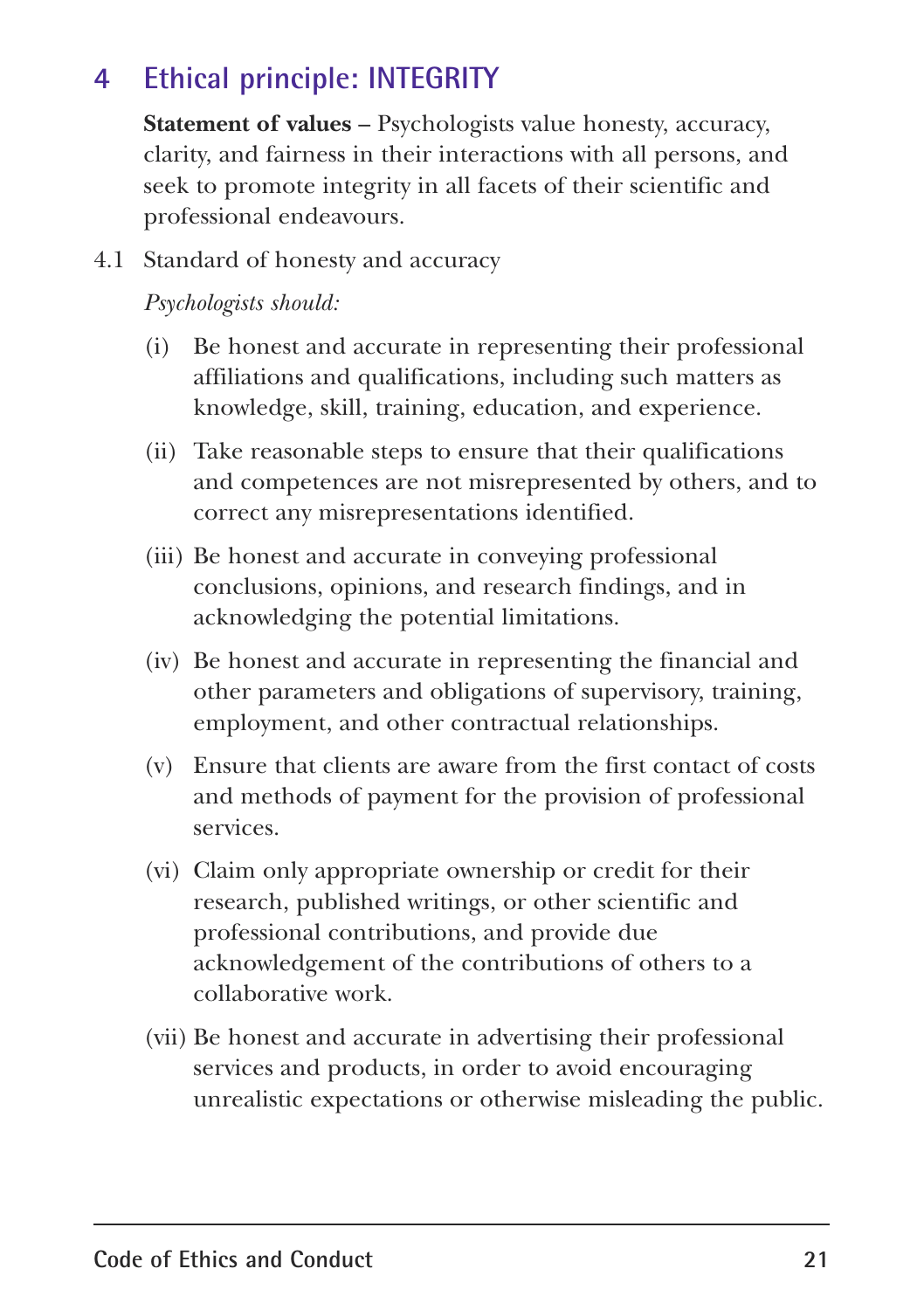## 4 Ethical principle: INTEGRITY

**Statement of values** – Psychologists value honesty, accuracy, clarity, and fairness in their interactions with all persons, and seek to promote integrity in all facets of their scientific and professional endeavours.

4.1 Standard of honesty and accuracy

*Psychologists should:*

(i) Be honest and accurate in representing their professional affiliations and qualifications, including such matters as knowledge, skill, training, education, and experience.

(ii) Take reasonable steps to ensure that their qualifications and competences are not misrepresented by others, and to correct any misrepresentations identified.

(iii) Be honest and accurate in conveying professional conclusions, opinions, and research findings, and in acknowledging the potential limitations.

(iv) Be honest and accurate in representing the financial and other parameters and obligations of supervisory, training, employment, and other contractual relationships.

(v) Ensure that clients are aware from the first contact of costs and methods of payment for the provision of professional services.

(vi) Claim only appropriate ownership or credit for their research, published writings, or other scientific and professional contributions, and provide due acknowledgement of the contributions of others to a collaborative work.

(vii) Be honest and accurate in advertising their professional services and products, in order to avoid encouraging unrealistic expectations or otherwise misleading the public.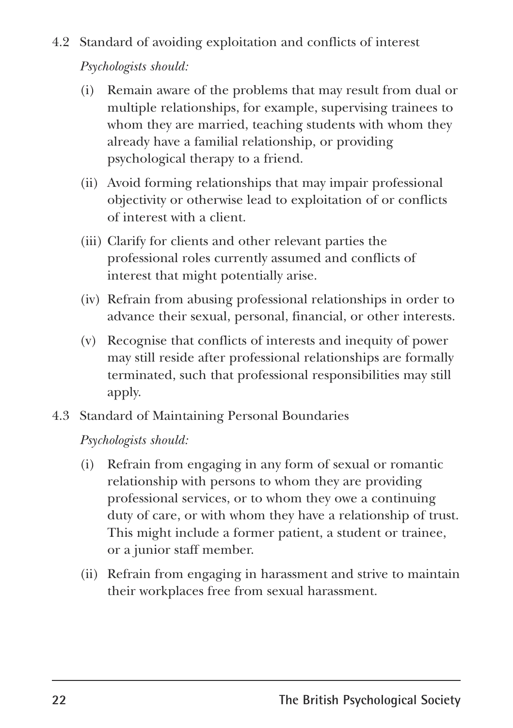### 4.2 Standard of avoiding exploitation and conflicts of interest

*Psychologists should:*

(i) Remain aware of the problems that may result from dual or multiple relationships, for example, supervising trainees to whom they are married, teaching students with whom they already have a familial relationship, or providing psychological therapy to a friend.

(ii) Avoid forming relationships that may impair professional objectivity or otherwise lead to exploitation of or conflicts of interest with a client.

(iii) Clarify for clients and other relevant parties the professional roles currently assumed and conflicts of interest that might potentially arise.

(iv) Refrain from abusing professional relationships in order to advance their sexual, personal, financial, or other interests.

(v) Recognise that conflicts of interests and inequity of power may still reside after professional relationships are formally terminated, such that professional responsibilities may still apply.

### 4.3 Standard of Maintaining Personal Boundaries

*Psychologists should:*

(i) Refrain from engaging in any form of sexual or romantic relationship with persons to whom they are providing professional services, or to whom they owe a continuing duty of care, or with whom they have a relationship of trust. This might include a former patient, a student or trainee, or a junior staff member.

(ii) Refrain from engaging in harassment and strive to maintain their workplaces free from sexual harassment.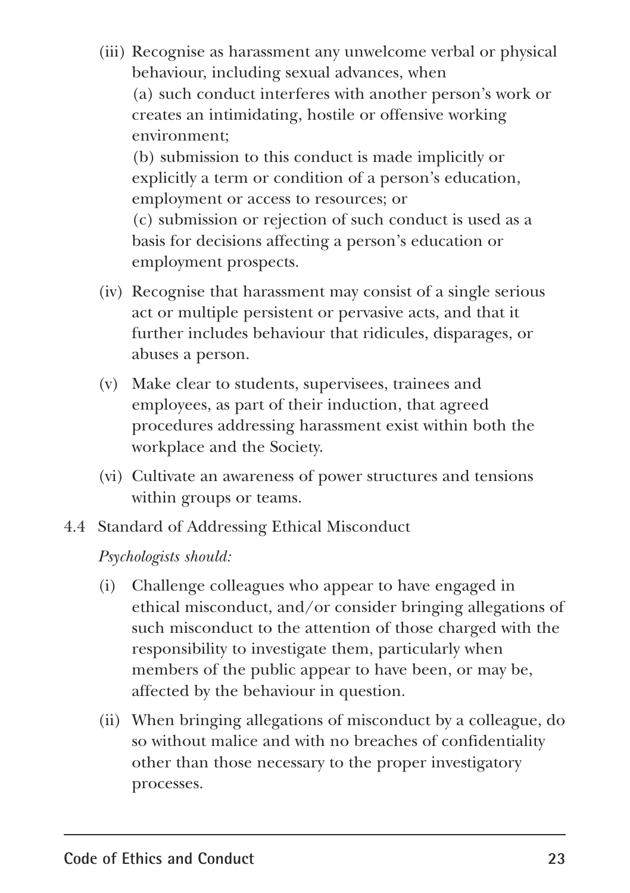(iii) Recognise as harassment any unwelcome verbal or physical behaviour, including sexual advances, when
   (a) such conduct interferes with another person's work or creates an intimidating, hostile or offensive working environment;
   (b) submission to this conduct is made implicitly or explicitly a term or condition of a person's education, employment or access to resources; or
   (c) submission or rejection of such conduct is used as a basis for decisions affecting a person's education or employment prospects.

(iv) Recognise that harassment may consist of a single serious act or multiple persistent or pervasive acts, and that it further includes behaviour that ridicules, disparages, or abuses a person.

(v) Make clear to students, supervisees, trainees and employees, as part of their induction, that agreed procedures addressing harassment exist within both the workplace and the Society.

(vi) Cultivate an awareness of power structures and tensions within groups or teams.

4.4 Standard of Addressing Ethical Misconduct

*Psychologists should:*

(i) Challenge colleagues who appear to have engaged in ethical misconduct, and/or consider bringing allegations of such misconduct to the attention of those charged with the responsibility to investigate them, particularly when members of the public appear to have been, or may be, affected by the behaviour in question.

(ii) When bringing allegations of misconduct by a colleague, do so without malice and with no breaches of confidentiality other than those necessary to the proper investigatory processes.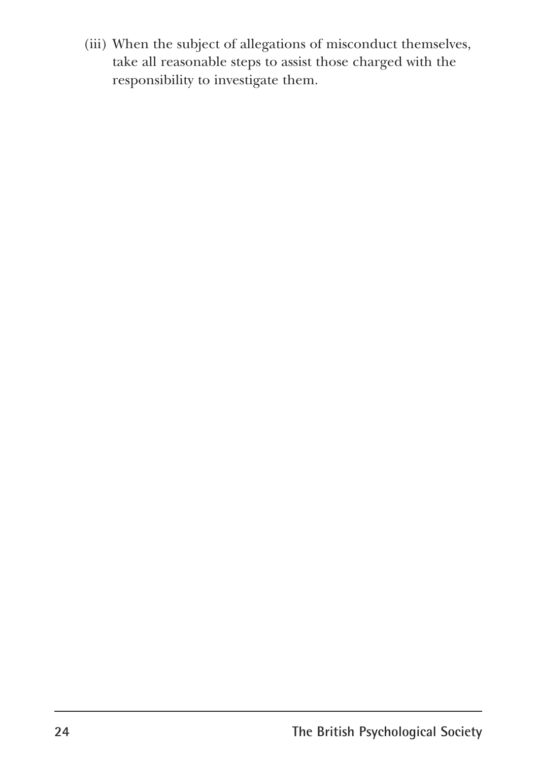(iii) When the subject of allegations of misconduct themselves, take all reasonable steps to assist those charged with the responsibility to investigate them.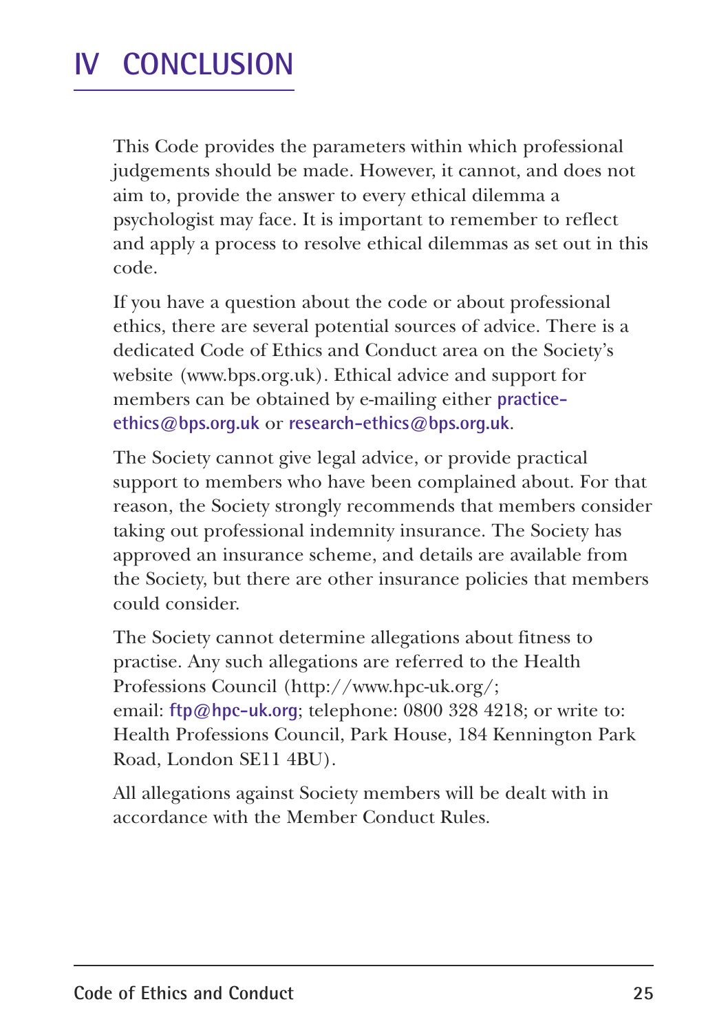# IV CONCLUSION

This Code provides the parameters within which professional judgements should be made. However, it cannot, and does not aim to, provide the answer to every ethical dilemma a psychologist may face. It is important to remember to reflect and apply a process to resolve ethical dilemmas as set out in this code.

If you have a question about the code or about professional ethics, there are several potential sources of advice. There is a dedicated Code of Ethics and Conduct area on the Society's website (www.bps.org.uk). Ethical advice and support for members can be obtained by e-mailing either **practice-ethics@bps.org.uk** or **research-ethics@bps.org.uk**.

The Society cannot give legal advice, or provide practical support to members who have been complained about. For that reason, the Society strongly recommends that members consider taking out professional indemnity insurance. The Society has approved an insurance scheme, and details are available from the Society, but there are other insurance policies that members could consider.

The Society cannot determine allegations about fitness to practise. Any such allegations are referred to the Health Professions Council (http://www.hpc-uk.org/; email: **ftp@hpc-uk.org**; telephone: 0800 328 4218; or write to: Health Professions Council, Park House, 184 Kennington Park Road, London SE11 4BU).

All allegations against Society members will be dealt with in accordance with the Member Conduct Rules.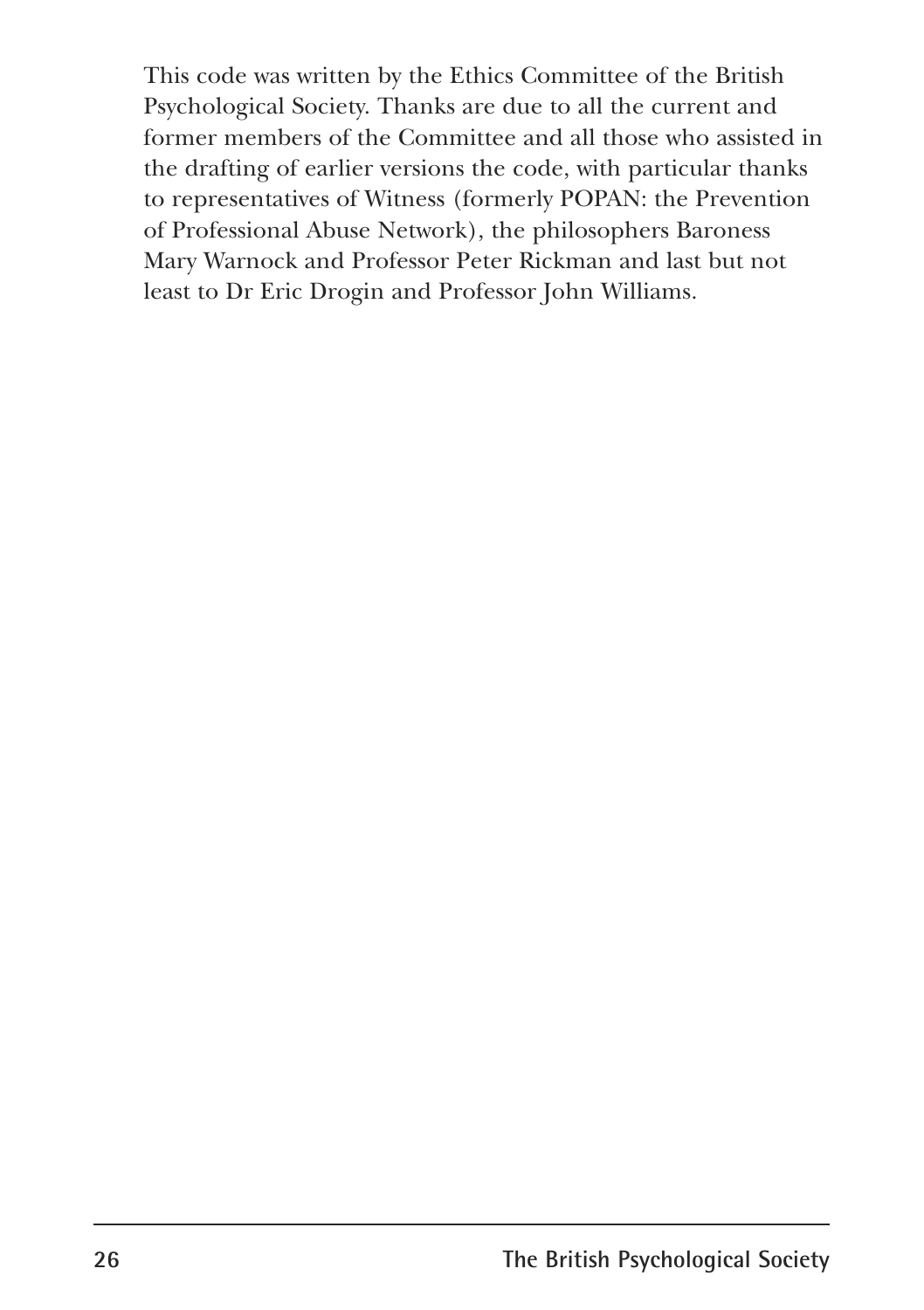This code was written by the Ethics Committee of the British Psychological Society. Thanks are due to all the current and former members of the Committee and all those who assisted in the drafting of earlier versions the code, with particular thanks to representatives of Witness (formerly POPAN: the Prevention of Professional Abuse Network), the philosophers Baroness Mary Warnock and Professor Peter Rickman and last but not least to Dr Eric Drogin and Professor John Williams.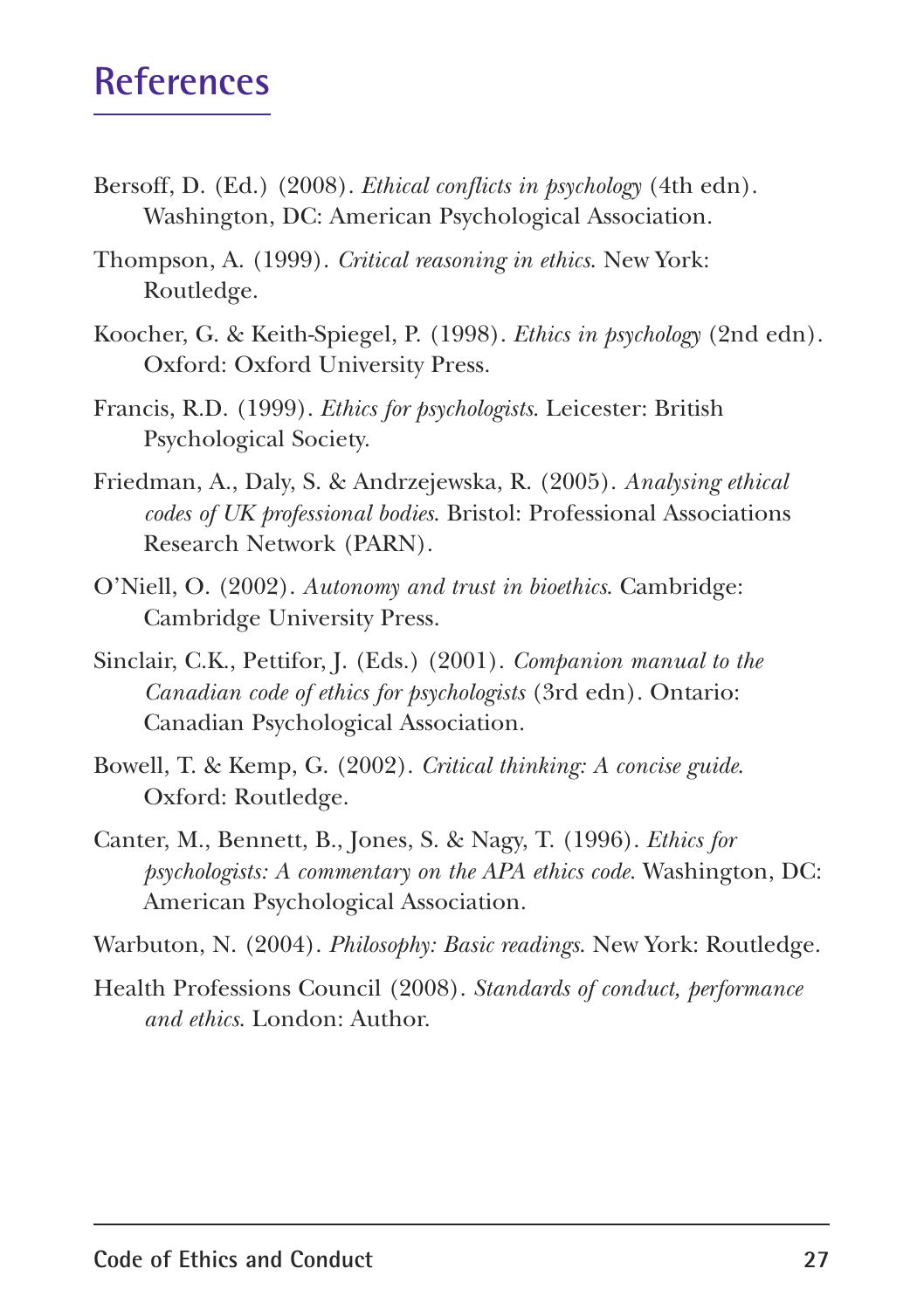# References

Bersoff, D. (Ed.) (2008). *Ethical conflicts in psychology* (4th edn). Washington, DC: American Psychological Association.

Thompson, A. (1999). *Critical reasoning in ethics.* New York: Routledge.

Koocher, G. & Keith-Spiegel, P. (1998). *Ethics in psychology* (2nd edn). Oxford: Oxford University Press.

Francis, R.D. (1999). *Ethics for psychologists.* Leicester: British Psychological Society.

Friedman, A., Daly, S. & Andrzejewska, R. (2005). *Analysing ethical codes of UK professional bodies.* Bristol: Professional Associations Research Network (PARN).

O'Niell, O. (2002). *Autonomy and trust in bioethics.* Cambridge: Cambridge University Press.

Sinclair, C.K., Pettifor, J. (Eds.) (2001). *Companion manual to the Canadian code of ethics for psychologists* (3rd edn). Ontario: Canadian Psychological Association.

Bowell, T. & Kemp, G. (2002). *Critical thinking: A concise guide.* Oxford: Routledge.

Canter, M., Bennett, B., Jones, S. & Nagy, T. (1996). *Ethics for psychologists: A commentary on the APA ethics code.* Washington, DC: American Psychological Association.

Warbuton, N. (2004). *Philosophy: Basic readings.* New York: Routledge.

Health Professions Council (2008). *Standards of conduct, performance and ethics.* London: Author.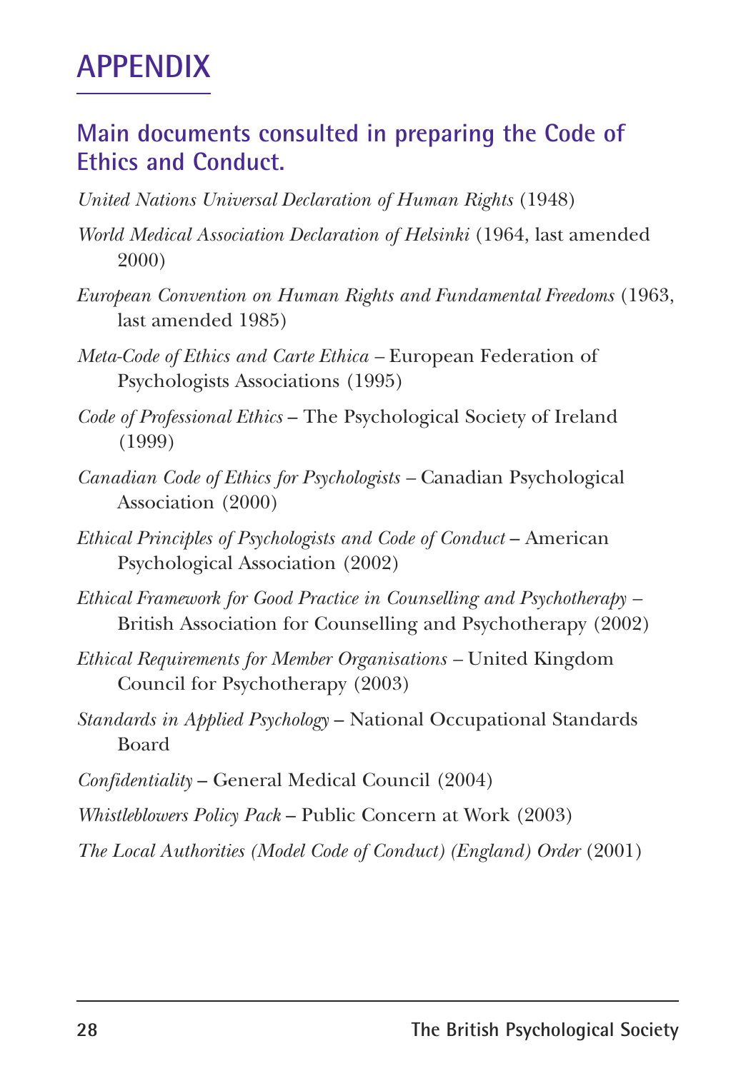# APPENDIX

## Main documents consulted in preparing the Code of Ethics and Conduct.

*United Nations Universal Declaration of Human Rights* (1948)

*World Medical Association Declaration of Helsinki* (1964, last amended 2000)

*European Convention on Human Rights and Fundamental Freedoms* (1963, last amended 1985)

*Meta-Code of Ethics and Carte Ethica* – European Federation of Psychologists Associations (1995)

*Code of Professional Ethics* – The Psychological Society of Ireland (1999)

*Canadian Code of Ethics for Psychologists* – Canadian Psychological Association (2000)

*Ethical Principles of Psychologists and Code of Conduct* – American Psychological Association (2002)

*Ethical Framework for Good Practice in Counselling and Psychotherapy* – British Association for Counselling and Psychotherapy (2002)

*Ethical Requirements for Member Organisations* – United Kingdom Council for Psychotherapy (2003)

*Standards in Applied Psychology* – National Occupational Standards Board

*Confidentiality* – General Medical Council (2004)

*Whistleblowers Policy Pack* – Public Concern at Work (2003)

*The Local Authorities (Model Code of Conduct) (England) Order* (2001)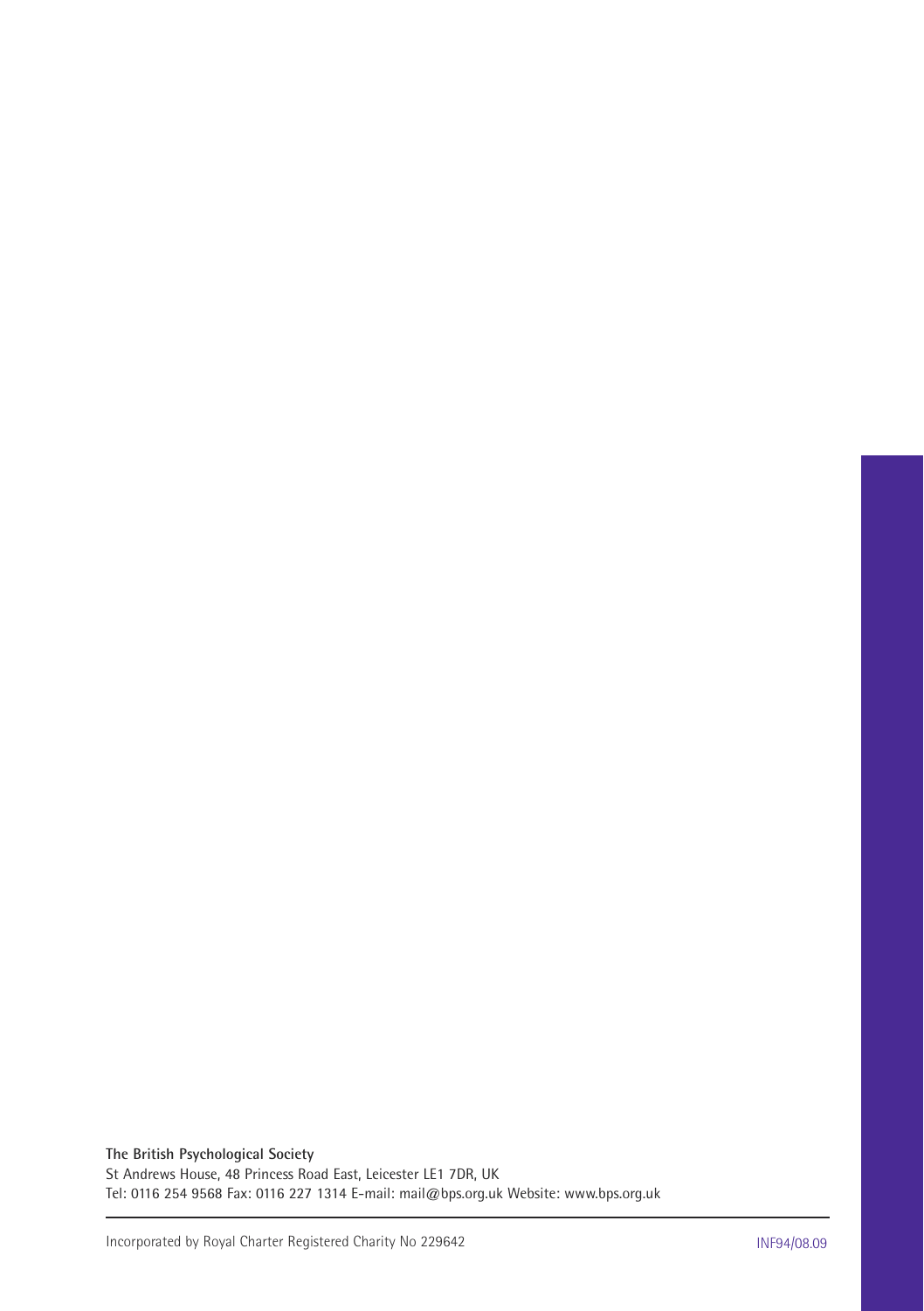**The British Psychological Society**
St Andrews House, 48 Princess Road East, Leicester LE1 7DR, UK
Tel: 0116 254 9568 Fax: 0116 227 1314 E-mail: mail@bps.org.uk Website: www.bps.org.uk

Incorporated by Royal Charter Registered Charity No 229642

INF94/08.09